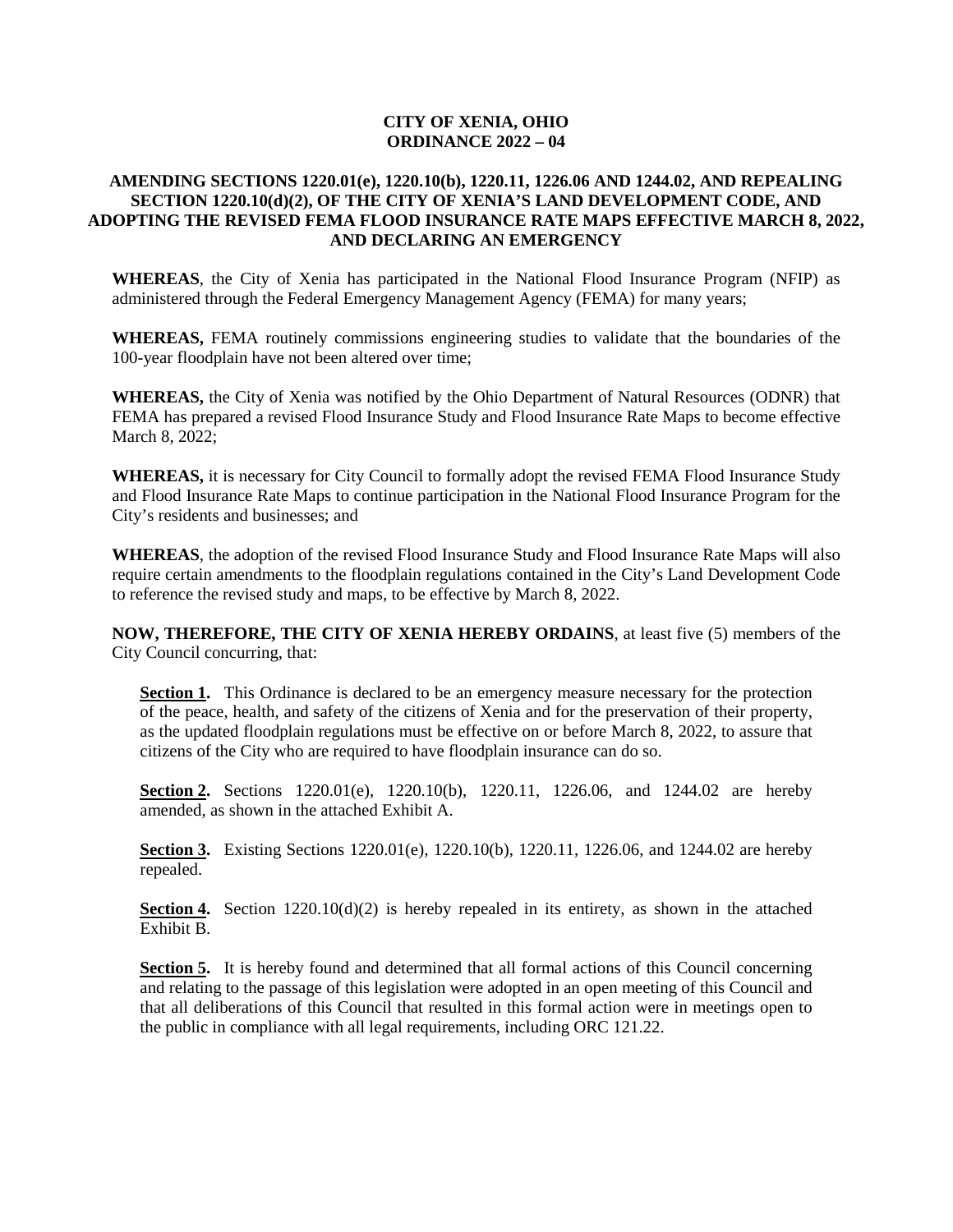# CITY OF XENIA, OHIO
# ORDINANCE 2022 – 04

## AMENDING SECTIONS 1220.01(e), 1220.10(b), 1220.11, 1226.06 AND 1244.02, AND REPEALING SECTION 1220.10(d)(2), OF THE CITY OF XENIA'S LAND DEVELOPMENT CODE, AND ADOPTING THE REVISED FEMA FLOOD INSURANCE RATE MAPS EFFECTIVE MARCH 8, 2022, AND DECLARING AN EMERGENCY

**WHEREAS**, the City of Xenia has participated in the National Flood Insurance Program (NFIP) as administered through the Federal Emergency Management Agency (FEMA) for many years;

**WHEREAS,** FEMA routinely commissions engineering studies to validate that the boundaries of the 100-year floodplain have not been altered over time;

**WHEREAS,** the City of Xenia was notified by the Ohio Department of Natural Resources (ODNR) that FEMA has prepared a revised Flood Insurance Study and Flood Insurance Rate Maps to become effective March 8, 2022;

**WHEREAS,** it is necessary for City Council to formally adopt the revised FEMA Flood Insurance Study and Flood Insurance Rate Maps to continue participation in the National Flood Insurance Program for the City's residents and businesses; and

**WHEREAS**, the adoption of the revised Flood Insurance Study and Flood Insurance Rate Maps will also require certain amendments to the floodplain regulations contained in the City's Land Development Code to reference the revised study and maps, to be effective by March 8, 2022.

**NOW, THEREFORE, THE CITY OF XENIA HEREBY ORDAINS**, at least five (5) members of the City Council concurring, that:

**Section 1.** This Ordinance is declared to be an emergency measure necessary for the protection of the peace, health, and safety of the citizens of Xenia and for the preservation of their property, as the updated floodplain regulations must be effective on or before March 8, 2022, to assure that citizens of the City who are required to have floodplain insurance can do so.

**Section 2.** Sections 1220.01(e), 1220.10(b), 1220.11, 1226.06, and 1244.02 are hereby amended, as shown in the attached Exhibit A.

**Section 3.** Existing Sections 1220.01(e), 1220.10(b), 1220.11, 1226.06, and 1244.02 are hereby repealed.

**Section 4.** Section 1220.10(d)(2) is hereby repealed in its entirety, as shown in the attached Exhibit B.

**Section 5.** It is hereby found and determined that all formal actions of this Council concerning and relating to the passage of this legislation were adopted in an open meeting of this Council and that all deliberations of this Council that resulted in this formal action were in meetings open to the public in compliance with all legal requirements, including ORC 121.22.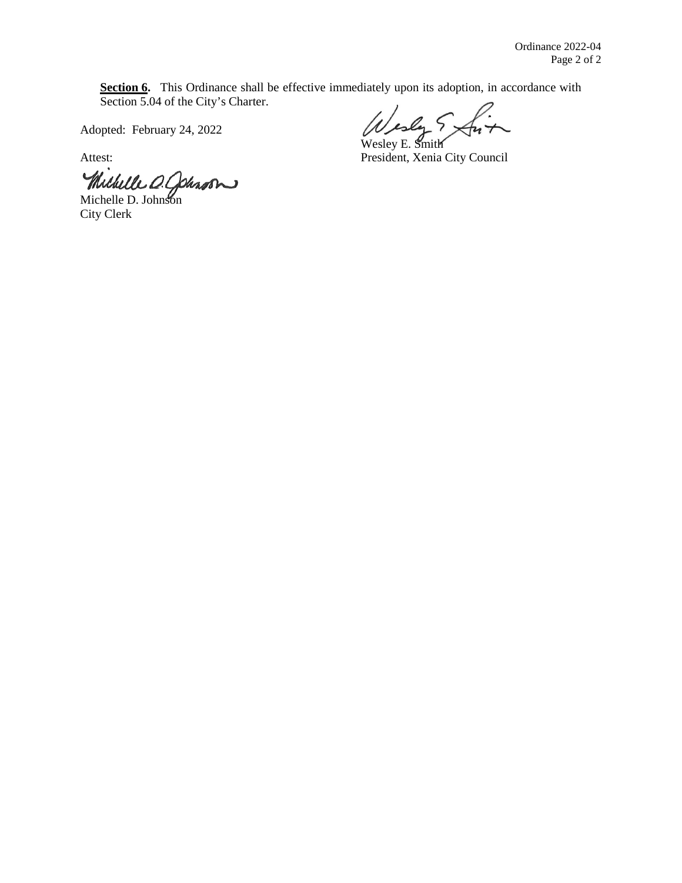**Section 6.** This Ordinance shall be effective immediately upon its adoption, in accordance with Section 5.04 of the City's Charter.

Adopted: February 24, 2022

Wesley E. Smith
President, Xenia City Council

Attest:

Michelle D. Johnson
City Clerk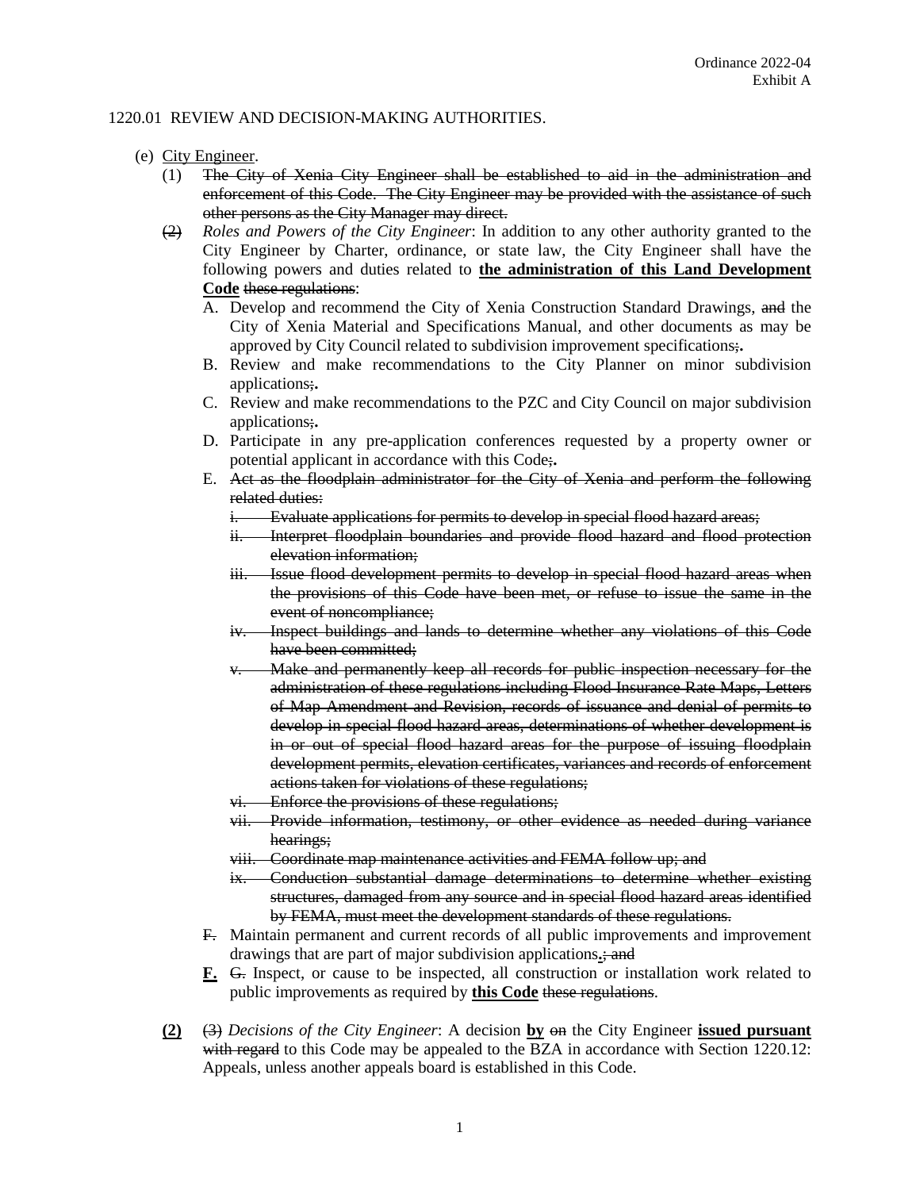1220.01 REVIEW AND DECISION-MAKING AUTHORITIES.

(e) City Engineer.

(1) ~~The City of Xenia City Engineer shall be established to aid in the administration and enforcement of this Code. The City Engineer may be provided with the assistance of such other persons as the City Manager may direct.~~

~~(2)~~ *Roles and Powers of the City Engineer*: In addition to any other authority granted to the City Engineer by Charter, ordinance, or state law, the City Engineer shall have the following powers and duties related to **the administration of this Land Development Code** ~~these regulations~~:

A. Develop and recommend the City of Xenia Construction Standard Drawings, ~~and~~ the City of Xenia Material and Specifications Manual, and other documents as may be approved by City Council related to subdivision improvement specifications~~;~~**.**

B. Review and make recommendations to the City Planner on minor subdivision applications~~;~~**.**

C. Review and make recommendations to the PZC and City Council on major subdivision applications~~;~~**.**

D. Participate in any pre-application conferences requested by a property owner or potential applicant in accordance with this Code~~;~~**.**

E. ~~Act as the floodplain administrator for the City of Xenia and perform the following related duties:~~

~~i. Evaluate applications for permits to develop in special flood hazard areas;~~

~~ii. Interpret floodplain boundaries and provide flood hazard and flood protection elevation information;~~

~~iii. Issue flood development permits to develop in special flood hazard areas when the provisions of this Code have been met, or refuse to issue the same in the event of noncompliance;~~

~~iv. Inspect buildings and lands to determine whether any violations of this Code have been committed;~~

~~v. Make and permanently keep all records for public inspection necessary for the administration of these regulations including Flood Insurance Rate Maps, Letters of Map Amendment and Revision, records of issuance and denial of permits to develop in special flood hazard areas, determinations of whether development is in or out of special flood hazard areas for the purpose of issuing floodplain development permits, elevation certificates, variances and records of enforcement actions taken for violations of these regulations;~~

~~vi. Enforce the provisions of these regulations;~~

~~vii. Provide information, testimony, or other evidence as needed during variance hearings;~~

~~viii. Coordinate map maintenance activities and FEMA follow up; and~~

~~ix. Conduction substantial damage determinations to determine whether existing structures, damaged from any source and in special flood hazard areas identified by FEMA, must meet the development standards of these regulations.~~

~~F.~~ Maintain permanent and current records of all public improvements and improvement drawings that are part of major subdivision applications**.**~~; and~~

**F.** ~~G.~~ Inspect, or cause to be inspected, all construction or installation work related to public improvements as required by **this Code** ~~these regulations~~.

**(2)** ~~(3)~~ *Decisions of the City Engineer*: A decision **by** ~~on~~ the City Engineer **issued pursuant** ~~with regard~~ to this Code may be appealed to the BZA in accordance with Section 1220.12: Appeals, unless another appeals board is established in this Code.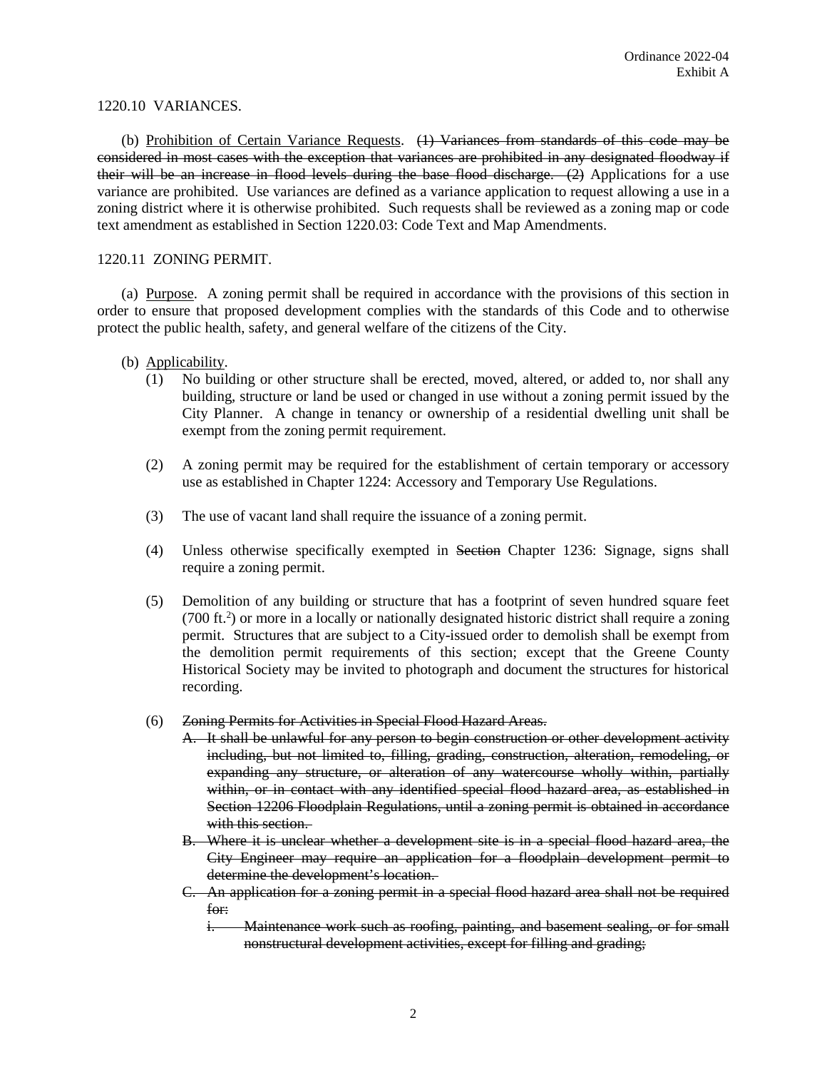1220.10 VARIANCES.

(b) <u>Prohibition of Certain Variance Requests</u>. ~~(1) Variances from standards of this code may be considered in most cases with the exception that variances are prohibited in any designated floodway if their will be an increase in flood levels during the base flood discharge. (2)~~ Applications for a use variance are prohibited. Use variances are defined as a variance application to request allowing a use in a zoning district where it is otherwise prohibited. Such requests shall be reviewed as a zoning map or code text amendment as established in Section 1220.03: Code Text and Map Amendments.

1220.11 ZONING PERMIT.

(a) <u>Purpose</u>. A zoning permit shall be required in accordance with the provisions of this section in order to ensure that proposed development complies with the standards of this Code and to otherwise protect the public health, safety, and general welfare of the citizens of the City.

(b) <u>Applicability</u>.

(1) No building or other structure shall be erected, moved, altered, or added to, nor shall any building, structure or land be used or changed in use without a zoning permit issued by the City Planner. A change in tenancy or ownership of a residential dwelling unit shall be exempt from the zoning permit requirement.

(2) A zoning permit may be required for the establishment of certain temporary or accessory use as established in Chapter 1224: Accessory and Temporary Use Regulations.

(3) The use of vacant land shall require the issuance of a zoning permit.

(4) Unless otherwise specifically exempted in ~~Section~~ Chapter 1236: Signage, signs shall require a zoning permit.

(5) Demolition of any building or structure that has a footprint of seven hundred square feet (700 $ft.^2$) or more in a locally or nationally designated historic district shall require a zoning permit. Structures that are subject to a City-issued order to demolish shall be exempt from the demolition permit requirements of this section; except that the Greene County Historical Society may be invited to photograph and document the structures for historical recording.

(6) ~~Zoning Permits for Activities in Special Flood Hazard Areas.~~

~~A. It shall be unlawful for any person to begin construction or other development activity including, but not limited to, filling, grading, construction, alteration, remodeling, or expanding any structure, or alteration of any watercourse wholly within, partially within, or in contact with any identified special flood hazard area, as established in Section 12206 Floodplain Regulations, until a zoning permit is obtained in accordance with this section.~~

~~B. Where it is unclear whether a development site is in a special flood hazard area, the City Engineer may require an application for a floodplain development permit to determine the development's location.~~

~~C. An application for a zoning permit in a special flood hazard area shall not be required for:~~

~~i. Maintenance work such as roofing, painting, and basement sealing, or for small nonstructural development activities, except for filling and grading;~~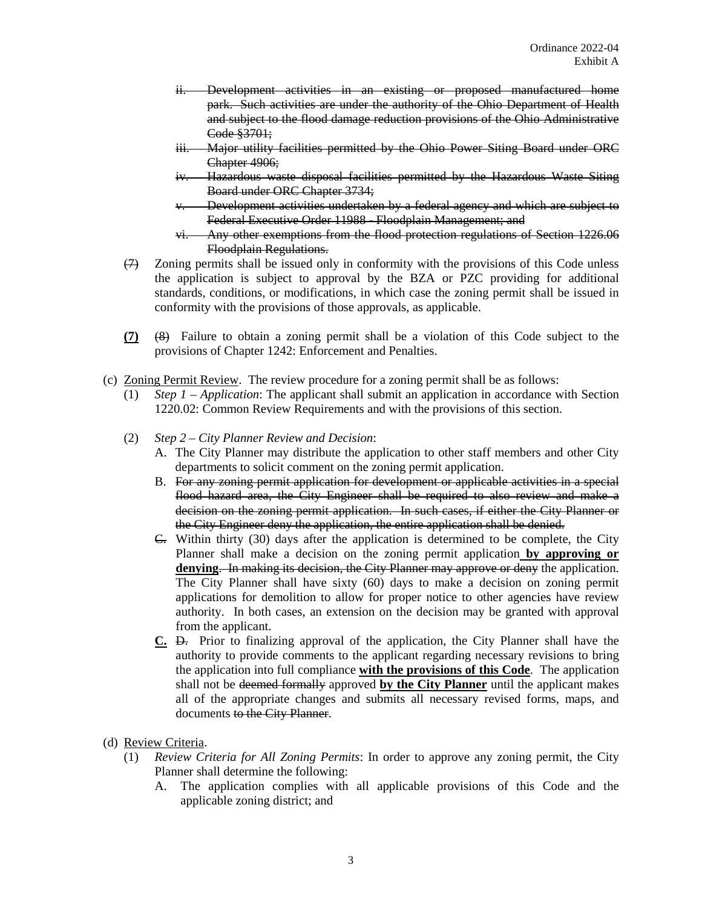ii. ~~Development activities in an existing or proposed manufactured home park. Such activities are under the authority of the Ohio Department of Health and subject to the flood damage reduction provisions of the Ohio Administrative Code §3701;~~

iii. ~~Major utility facilities permitted by the Ohio Power Siting Board under ORC Chapter 4906;~~

iv. ~~Hazardous waste disposal facilities permitted by the Hazardous Waste Siting Board under ORC Chapter 3734;~~

v. ~~Development activities undertaken by a federal agency and which are subject to Federal Executive Order 11988 - Floodplain Management; and~~

vi. ~~Any other exemptions from the flood protection regulations of Section 1226.06 Floodplain Regulations.~~

~~(7)~~ Zoning permits shall be issued only in conformity with the provisions of this Code unless the application is subject to approval by the BZA or PZC providing for additional standards, conditions, or modifications, in which case the zoning permit shall be issued in conformity with the provisions of those approvals, as applicable.

**(7)** ~~(8)~~ Failure to obtain a zoning permit shall be a violation of this Code subject to the provisions of Chapter 1242: Enforcement and Penalties.

(c) Zoning Permit Review. The review procedure for a zoning permit shall be as follows:

(1) *Step 1 – Application*: The applicant shall submit an application in accordance with Section 1220.02: Common Review Requirements and with the provisions of this section.

(2) *Step 2 – City Planner Review and Decision*:

A. The City Planner may distribute the application to other staff members and other City departments to solicit comment on the zoning permit application.

B. ~~For any zoning permit application for development or applicable activities in a special flood hazard area, the City Engineer shall be required to also review and make a decision on the zoning permit application. In such cases, if either the City Planner or the City Engineer deny the application, the entire application shall be denied.~~

~~C.~~ Within thirty (30) days after the application is determined to be complete, the City Planner shall make a decision on the zoning permit application **by approving or denying**. ~~In making its decision, the City Planner may approve or deny~~ the application. The City Planner shall have sixty (60) days to make a decision on zoning permit applications for demolition to allow for proper notice to other agencies have review authority. In both cases, an extension on the decision may be granted with approval from the applicant.

**C.** ~~D.~~ Prior to finalizing approval of the application, the City Planner shall have the authority to provide comments to the applicant regarding necessary revisions to bring the application into full compliance **with the provisions of this Code**. The application shall not be ~~deemed formally~~ approved **by the City Planner** until the applicant makes all of the appropriate changes and submits all necessary revised forms, maps, and documents ~~to the City Planner~~.

(d) Review Criteria.

(1) *Review Criteria for All Zoning Permits*: In order to approve any zoning permit, the City Planner shall determine the following:

A. The application complies with all applicable provisions of this Code and the applicable zoning district; and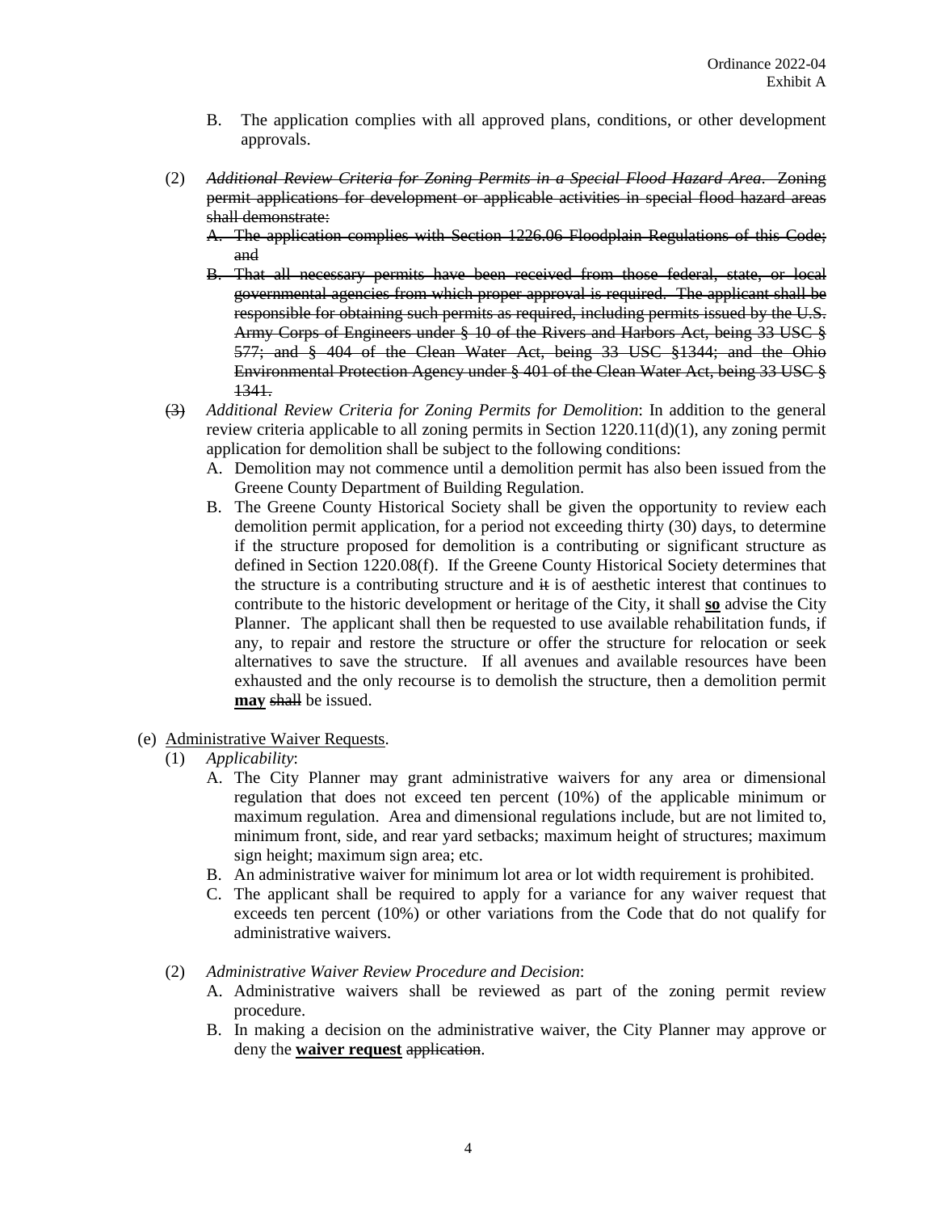B. The application complies with all approved plans, conditions, or other development approvals.

(2) ~~*Additional Review Criteria for Zoning Permits in a Special Flood Hazard Area*. Zoning permit applications for development or applicable activities in special flood hazard areas shall demonstrate:~~

~~A. The application complies with Section 1226.06 Floodplain Regulations of this Code; and~~

~~B. That all necessary permits have been received from those federal, state, or local governmental agencies from which proper approval is required. The applicant shall be responsible for obtaining such permits as required, including permits issued by the U.S. Army Corps of Engineers under § 10 of the Rivers and Harbors Act, being 33 USC § 577; and § 404 of the Clean Water Act, being 33 USC §1344; and the Ohio Environmental Protection Agency under § 401 of the Clean Water Act, being 33 USC § 1341.~~

~~(3)~~ *Additional Review Criteria for Zoning Permits for Demolition*: In addition to the general review criteria applicable to all zoning permits in Section 1220.11(d)(1), any zoning permit application for demolition shall be subject to the following conditions:

A. Demolition may not commence until a demolition permit has also been issued from the Greene County Department of Building Regulation.

B. The Greene County Historical Society shall be given the opportunity to review each demolition permit application, for a period not exceeding thirty (30) days, to determine if the structure proposed for demolition is a contributing or significant structure as defined in Section 1220.08(f). If the Greene County Historical Society determines that the structure is a contributing structure and ~~it~~ is of aesthetic interest that continues to contribute to the historic development or heritage of the City, it shall **so** advise the City Planner. The applicant shall then be requested to use available rehabilitation funds, if any, to repair and restore the structure or offer the structure for relocation or seek alternatives to save the structure. If all avenues and available resources have been exhausted and the only recourse is to demolish the structure, then a demolition permit **may** ~~shall~~ be issued.

(e) Administrative Waiver Requests.

(1) *Applicability*:

A. The City Planner may grant administrative waivers for any area or dimensional regulation that does not exceed ten percent (10%) of the applicable minimum or maximum regulation. Area and dimensional regulations include, but are not limited to, minimum front, side, and rear yard setbacks; maximum height of structures; maximum sign height; maximum sign area; etc.

B. An administrative waiver for minimum lot area or lot width requirement is prohibited.

C. The applicant shall be required to apply for a variance for any waiver request that exceeds ten percent (10%) or other variations from the Code that do not qualify for administrative waivers.

(2) *Administrative Waiver Review Procedure and Decision*:

A. Administrative waivers shall be reviewed as part of the zoning permit review procedure.

B. In making a decision on the administrative waiver, the City Planner may approve or deny the **waiver request** ~~application~~.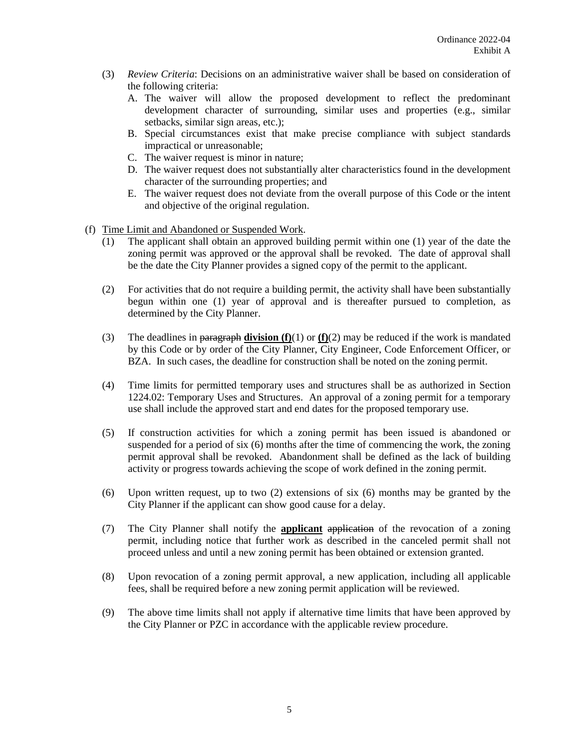(3) *Review Criteria*: Decisions on an administrative waiver shall be based on consideration of the following criteria:

A. The waiver will allow the proposed development to reflect the predominant development character of surrounding, similar uses and properties (e.g., similar setbacks, similar sign areas, etc.);

B. Special circumstances exist that make precise compliance with subject standards impractical or unreasonable;

C. The waiver request is minor in nature;

D. The waiver request does not substantially alter characteristics found in the development character of the surrounding properties; and

E. The waiver request does not deviate from the overall purpose of this Code or the intent and objective of the original regulation.

(f) <u>Time Limit and Abandoned or Suspended Work</u>.

(1) The applicant shall obtain an approved building permit within one (1) year of the date the zoning permit was approved or the approval shall be revoked. The date of approval shall be the date the City Planner provides a signed copy of the permit to the applicant.

(2) For activities that do not require a building permit, the activity shall have been substantially begun within one (1) year of approval and is thereafter pursued to completion, as determined by the City Planner.

(3) The deadlines in ~~paragraph~~ <u>**division (f)**</u>(1) or <u>**(f)**</u>(2) may be reduced if the work is mandated by this Code or by order of the City Planner, City Engineer, Code Enforcement Officer, or BZA. In such cases, the deadline for construction shall be noted on the zoning permit.

(4) Time limits for permitted temporary uses and structures shall be as authorized in Section 1224.02: Temporary Uses and Structures. An approval of a zoning permit for a temporary use shall include the approved start and end dates for the proposed temporary use.

(5) If construction activities for which a zoning permit has been issued is abandoned or suspended for a period of six (6) months after the time of commencing the work, the zoning permit approval shall be revoked. Abandonment shall be defined as the lack of building activity or progress towards achieving the scope of work defined in the zoning permit.

(6) Upon written request, up to two (2) extensions of six (6) months may be granted by the City Planner if the applicant can show good cause for a delay.

(7) The City Planner shall notify the <u>**applicant**</u> ~~application~~ of the revocation of a zoning permit, including notice that further work as described in the canceled permit shall not proceed unless and until a new zoning permit has been obtained or extension granted.

(8) Upon revocation of a zoning permit approval, a new application, including all applicable fees, shall be required before a new zoning permit application will be reviewed.

(9) The above time limits shall not apply if alternative time limits that have been approved by the City Planner or PZC in accordance with the applicable review procedure.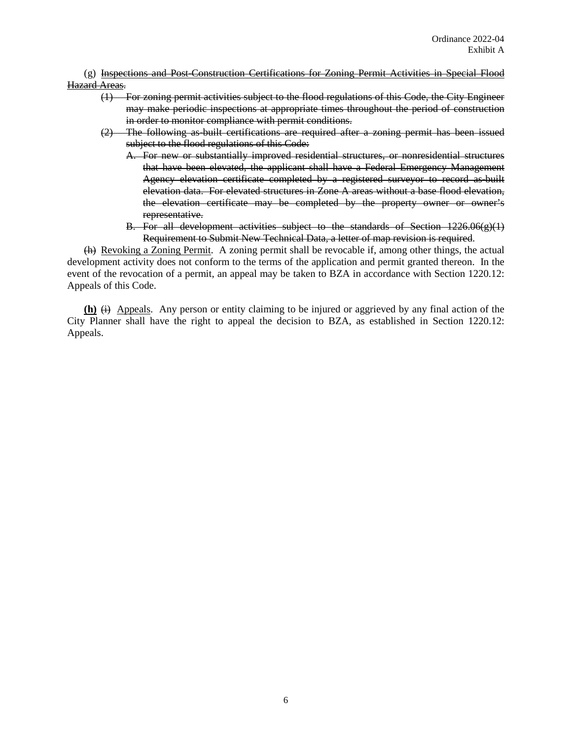(g) ~~Inspections and Post-Construction Certifications for Zoning Permit Activities in Special Flood Hazard Areas.~~

~~(1) For zoning permit activities subject to the flood regulations of this Code, the City Engineer may make periodic inspections at appropriate times throughout the period of construction in order to monitor compliance with permit conditions.~~

~~(2) The following as-built certifications are required after a zoning permit has been issued subject to the flood regulations of this Code:~~

~~A. For new or substantially improved residential structures, or nonresidential structures that have been elevated, the applicant shall have a Federal Emergency Management Agency elevation certificate completed by a registered surveyor to record as-built elevation data. For elevated structures in Zone A areas without a base flood elevation, the elevation certificate may be completed by the property owner or owner's representative.~~

~~B. For all development activities subject to the standards of Section 1226.06(g)(1) Requirement to Submit New Technical Data, a letter of map revision is required.~~

~~(h)~~ Revoking a Zoning Permit. A zoning permit shall be revocable if, among other things, the actual development activity does not conform to the terms of the application and permit granted thereon. In the event of the revocation of a permit, an appeal may be taken to BZA in accordance with Section 1220.12: Appeals of this Code.

**(h)** ~~(i)~~ Appeals. Any person or entity claiming to be injured or aggrieved by any final action of the City Planner shall have the right to appeal the decision to BZA, as established in Section 1220.12: Appeals.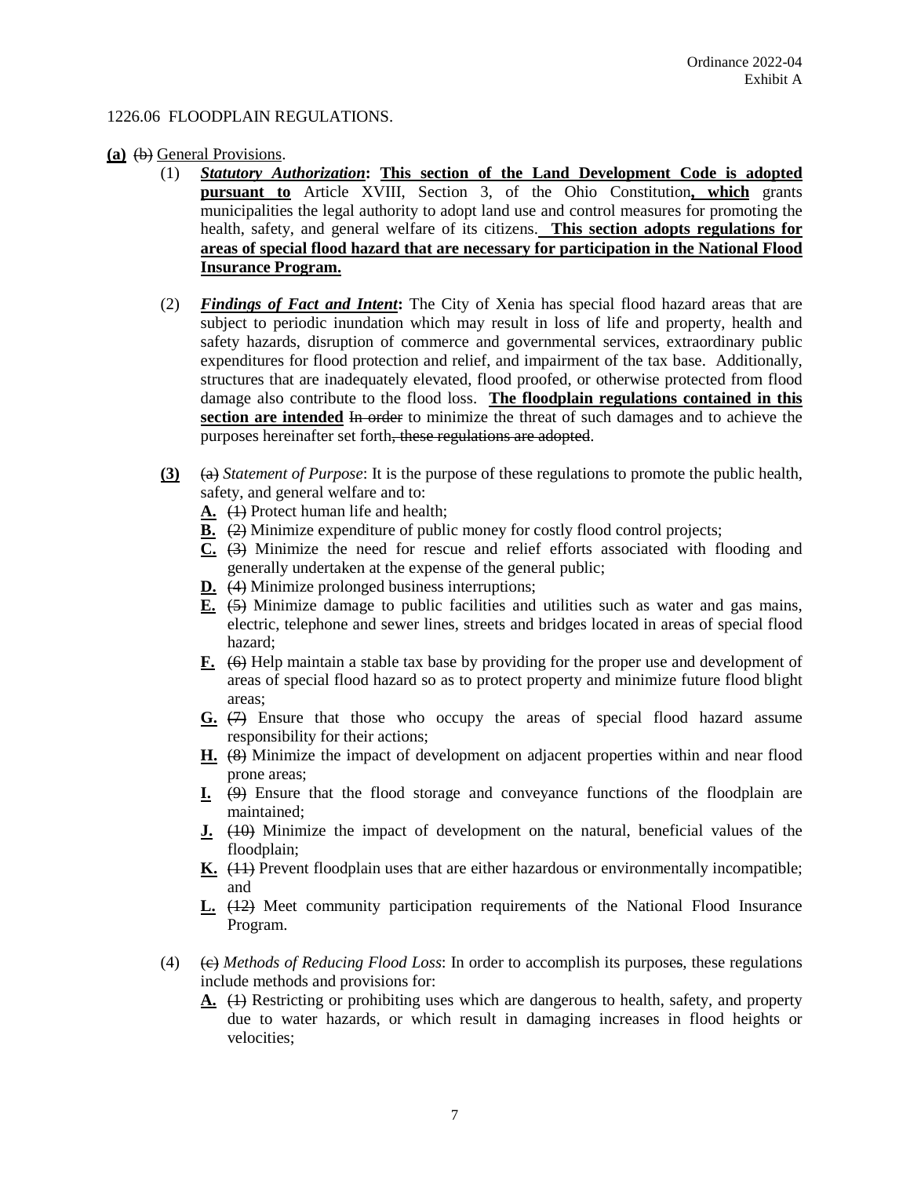Ordinance 2022-04
Exhibit A

1226.06 FLOODPLAIN REGULATIONS.

**(a)** ~~(b)~~ General Provisions.

(1) ***Statutory Authorization*****: This section of the Land Development Code is adopted pursuant to** Article XVIII, Section 3, of the Ohio Constitution**, which** grants municipalities the legal authority to adopt land use and control measures for promoting the health, safety, and general welfare of its citizens. **This section adopts regulations for areas of special flood hazard that are necessary for participation in the National Flood Insurance Program.**

(2) ***Findings of Fact and Intent*****:** The City of Xenia has special flood hazard areas that are subject to periodic inundation which may result in loss of life and property, health and safety hazards, disruption of commerce and governmental services, extraordinary public expenditures for flood protection and relief, and impairment of the tax base. Additionally, structures that are inadequately elevated, flood proofed, or otherwise protected from flood damage also contribute to the flood loss. **The floodplain regulations contained in this section are intended** ~~In order~~ to minimize the threat of such damages and to achieve the purposes hereinafter set forth~~, these regulations are adopted~~.

**(3)** ~~(a)~~ *Statement of Purpose*: It is the purpose of these regulations to promote the public health, safety, and general welfare and to:

- **A.** ~~(1)~~ Protect human life and health;
- **B.** ~~(2)~~ Minimize expenditure of public money for costly flood control projects;
- **C.** ~~(3)~~ Minimize the need for rescue and relief efforts associated with flooding and generally undertaken at the expense of the general public;
- **D.** ~~(4)~~ Minimize prolonged business interruptions;
- **E.** ~~(5)~~ Minimize damage to public facilities and utilities such as water and gas mains, electric, telephone and sewer lines, streets and bridges located in areas of special flood hazard;
- **F.** ~~(6)~~ Help maintain a stable tax base by providing for the proper use and development of areas of special flood hazard so as to protect property and minimize future flood blight areas;
- **G.** ~~(7)~~ Ensure that those who occupy the areas of special flood hazard assume responsibility for their actions;
- **H.** ~~(8)~~ Minimize the impact of development on adjacent properties within and near flood prone areas;
- **I.** ~~(9)~~ Ensure that the flood storage and conveyance functions of the floodplain are maintained;
- **J.** ~~(10)~~ Minimize the impact of development on the natural, beneficial values of the floodplain;
- **K.** ~~(11)~~ Prevent floodplain uses that are either hazardous or environmentally incompatible; and
- **L.** ~~(12)~~ Meet community participation requirements of the National Flood Insurance Program.

(4) ~~(c)~~ *Methods of Reducing Flood Loss*: In order to accomplish its purpose~~s~~, these regulations include methods and provisions for:

- **A.** ~~(1)~~ Restricting or prohibiting uses which are dangerous to health, safety, and property due to water hazards, or which result in damaging increases in flood heights or velocities;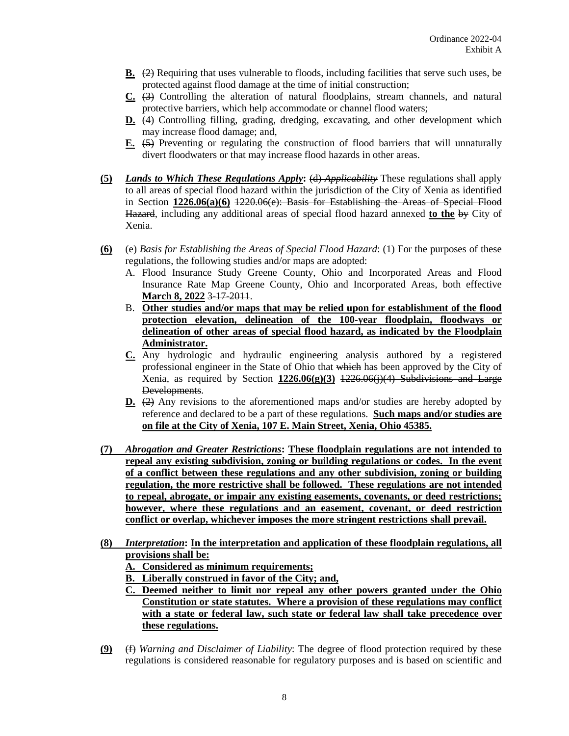**B.** ~~(2)~~ Requiring that uses vulnerable to floods, including facilities that serve such uses, be protected against flood damage at the time of initial construction;

**C.** ~~(3)~~ Controlling the alteration of natural floodplains, stream channels, and natural protective barriers, which help accommodate or channel flood waters;

**D.** ~~(4)~~ Controlling filling, grading, dredging, excavating, and other development which may increase flood damage; and,

**E.** ~~(5)~~ Preventing or regulating the construction of flood barriers that will unnaturally divert floodwaters or that may increase flood hazards in other areas.

**(5)** ***Lands to Which These Regulations Apply*****:** ~~(d) *Applicability*~~ These regulations shall apply to all areas of special flood hazard within the jurisdiction of the City of Xenia as identified in Section **1226.06(a)(6)** ~~1220.06(e): Basis for Establishing the Areas of Special Flood Hazard~~, including any additional areas of special flood hazard annexed **to the** ~~by~~ City of Xenia.

**(6)** ~~(e)~~ *Basis for Establishing the Areas of Special Flood Hazard*: ~~(1)~~ For the purposes of these regulations, the following studies and/or maps are adopted:

A. Flood Insurance Study Greene County, Ohio and Incorporated Areas and Flood Insurance Rate Map Greene County, Ohio and Incorporated Areas, both effective **March 8, 2022** ~~3-17-2011~~.

B. **Other studies and/or maps that may be relied upon for establishment of the flood protection elevation, delineation of the 100-year floodplain, floodways or delineation of other areas of special flood hazard, as indicated by the Floodplain Administrator.**

**C.** Any hydrologic and hydraulic engineering analysis authored by a registered professional engineer in the State of Ohio that ~~which~~ has been approved by the City of Xenia, as required by Section **1226.06(g)(3)** ~~1226.06(j)(4) Subdivisions and Large Developments~~.

**D.** ~~(2)~~ Any revisions to the aforementioned maps and/or studies are hereby adopted by reference and declared to be a part of these regulations. **Such maps and/or studies are on file at the City of Xenia, 107 E. Main Street, Xenia, Ohio 45385.**

**(7)** *Abrogation and Greater Restrictions***: These floodplain regulations are not intended to repeal any existing subdivision, zoning or building regulations or codes. In the event of a conflict between these regulations and any other subdivision, zoning or building regulation, the more restrictive shall be followed. These regulations are not intended to repeal, abrogate, or impair any existing easements, covenants, or deed restrictions; however, where these regulations and an easement, covenant, or deed restriction conflict or overlap, whichever imposes the more stringent restrictions shall prevail.**

**(8)** *Interpretation***: In the interpretation and application of these floodplain regulations, all provisions shall be:**

**A. Considered as minimum requirements;**

**B. Liberally construed in favor of the City; and,**

**C. Deemed neither to limit nor repeal any other powers granted under the Ohio Constitution or state statutes. Where a provision of these regulations may conflict with a state or federal law, such state or federal law shall take precedence over these regulations.**

**(9)** ~~(f)~~ *Warning and Disclaimer of Liability*: The degree of flood protection required by these regulations is considered reasonable for regulatory purposes and is based on scientific and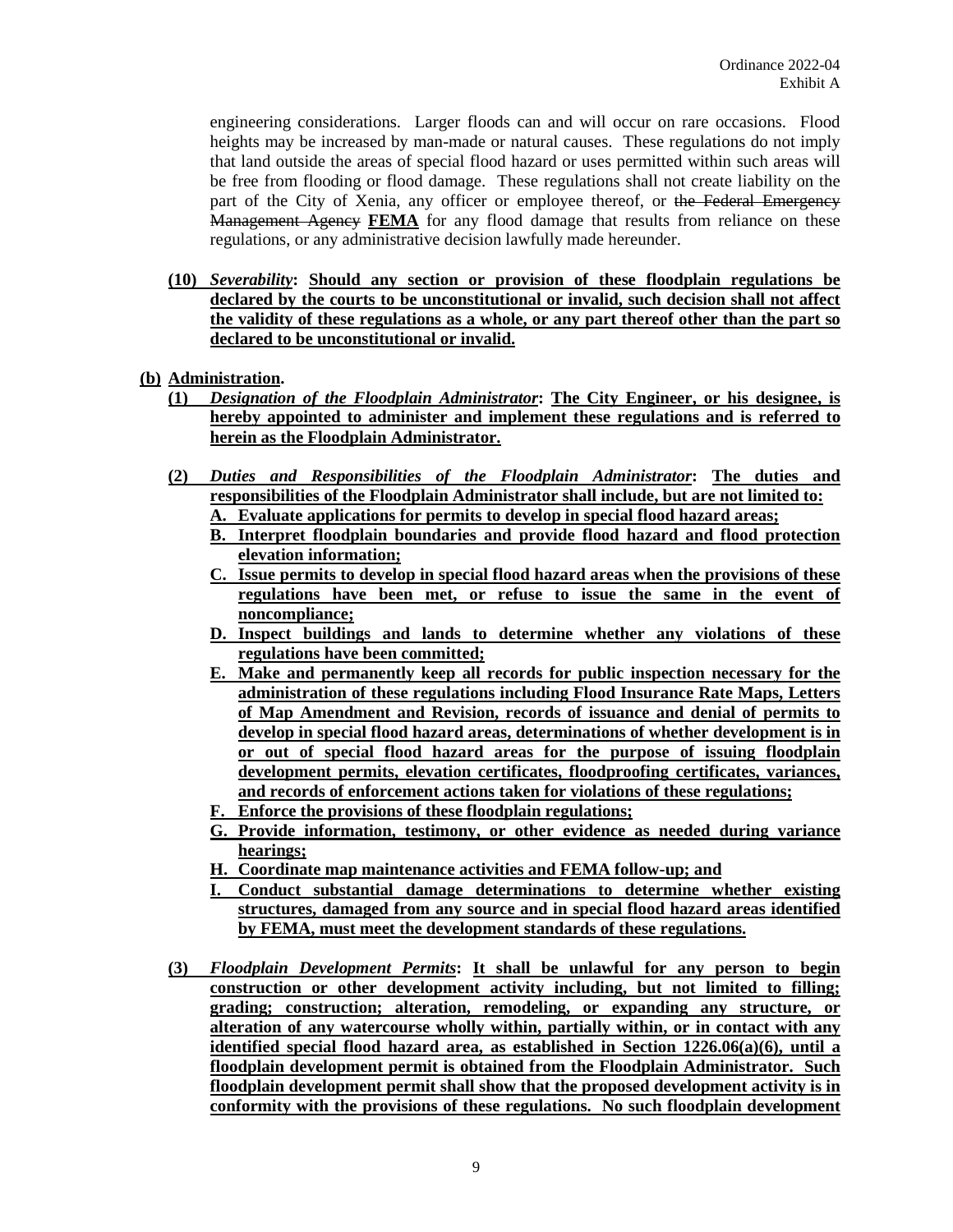engineering considerations. Larger floods can and will occur on rare occasions. Flood heights may be increased by man-made or natural causes. These regulations do not imply that land outside the areas of special flood hazard or uses permitted within such areas will be free from flooding or flood damage. These regulations shall not create liability on the part of the City of Xenia, any officer or employee thereof, or ~~the Federal Emergency Management Agency~~ **FEMA** for any flood damage that results from reliance on these regulations, or any administrative decision lawfully made hereunder.

**(10)** ***Severability*****: Should any section or provision of these floodplain regulations be declared by the courts to be unconstitutional or invalid, such decision shall not affect the validity of these regulations as a whole, or any part thereof other than the part so declared to be unconstitutional or invalid.**

**(b) Administration.**

**(1)** ***Designation of the Floodplain Administrator*****: The City Engineer, or his designee, is hereby appointed to administer and implement these regulations and is referred to herein as the Floodplain Administrator.**

**(2)** ***Duties and Responsibilities of the Floodplain Administrator*****: The duties and responsibilities of the Floodplain Administrator shall include, but are not limited to:**

**A. Evaluate applications for permits to develop in special flood hazard areas;**

**B. Interpret floodplain boundaries and provide flood hazard and flood protection elevation information;**

**C. Issue permits to develop in special flood hazard areas when the provisions of these regulations have been met, or refuse to issue the same in the event of noncompliance;**

**D. Inspect buildings and lands to determine whether any violations of these regulations have been committed;**

**E. Make and permanently keep all records for public inspection necessary for the administration of these regulations including Flood Insurance Rate Maps, Letters of Map Amendment and Revision, records of issuance and denial of permits to develop in special flood hazard areas, determinations of whether development is in or out of special flood hazard areas for the purpose of issuing floodplain development permits, elevation certificates, floodproofing certificates, variances, and records of enforcement actions taken for violations of these regulations;**

**F. Enforce the provisions of these floodplain regulations;**

**G. Provide information, testimony, or other evidence as needed during variance hearings;**

**H. Coordinate map maintenance activities and FEMA follow-up; and**

**I. Conduct substantial damage determinations to determine whether existing structures, damaged from any source and in special flood hazard areas identified by FEMA, must meet the development standards of these regulations.**

**(3)** ***Floodplain Development Permits*****: It shall be unlawful for any person to begin construction or other development activity including, but not limited to filling; grading; construction; alteration, remodeling, or expanding any structure, or alteration of any watercourse wholly within, partially within, or in contact with any identified special flood hazard area, as established in Section 1226.06(a)(6), until a floodplain development permit is obtained from the Floodplain Administrator. Such floodplain development permit shall show that the proposed development activity is in conformity with the provisions of these regulations. No such floodplain development**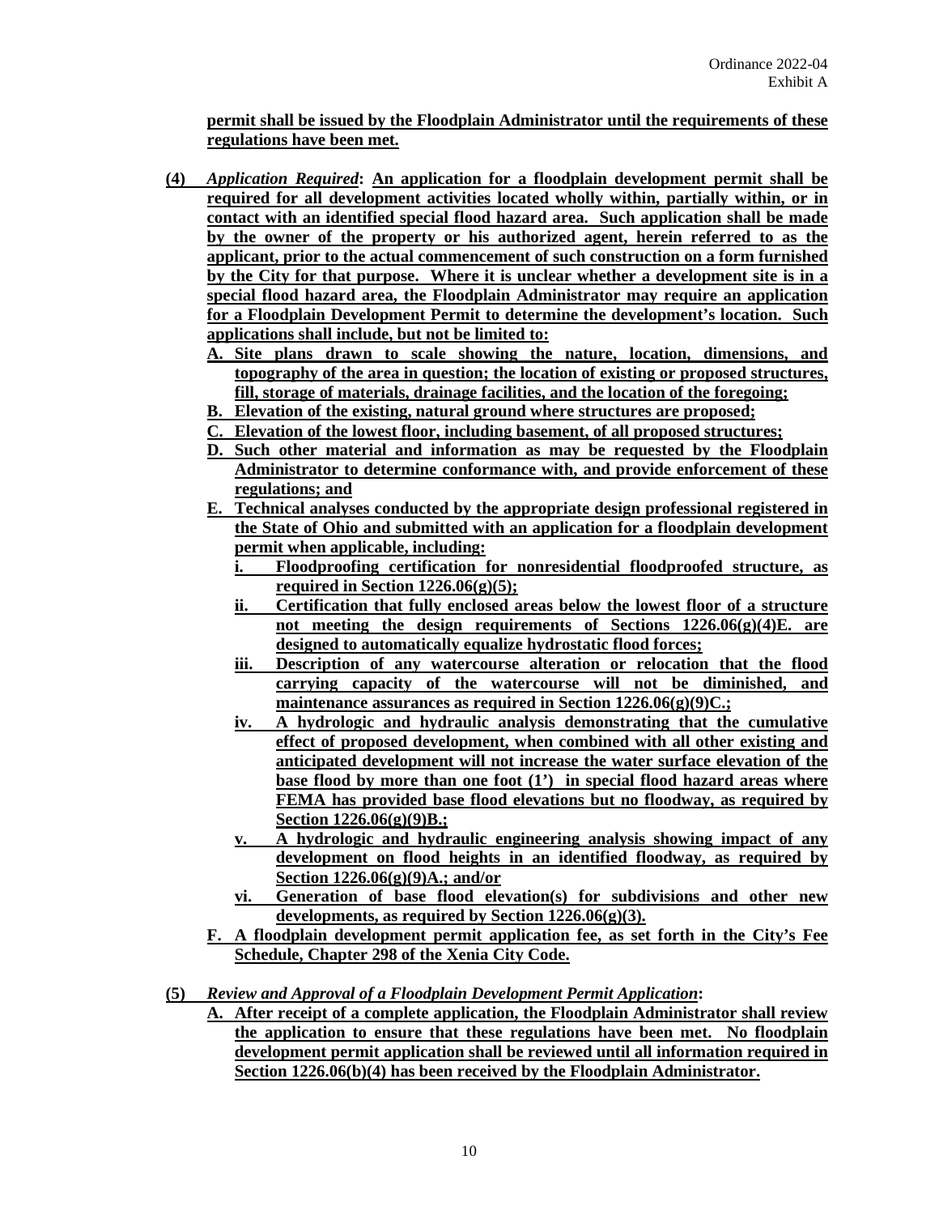**permit shall be issued by the Floodplain Administrator until the requirements of these regulations have been met.**

**(4)** ***Application Required*****: An application for a floodplain development permit shall be required for all development activities located wholly within, partially within, or in contact with an identified special flood hazard area. Such application shall be made by the owner of the property or his authorized agent, herein referred to as the applicant, prior to the actual commencement of such construction on a form furnished by the City for that purpose. Where it is unclear whether a development site is in a special flood hazard area, the Floodplain Administrator may require an application for a Floodplain Development Permit to determine the development's location. Such applications shall include, but not be limited to:**

**A. Site plans drawn to scale showing the nature, location, dimensions, and topography of the area in question; the location of existing or proposed structures, fill, storage of materials, drainage facilities, and the location of the foregoing;**

**B. Elevation of the existing, natural ground where structures are proposed;**

**C. Elevation of the lowest floor, including basement, of all proposed structures;**

**D. Such other material and information as may be requested by the Floodplain Administrator to determine conformance with, and provide enforcement of these regulations; and**

**E. Technical analyses conducted by the appropriate design professional registered in the State of Ohio and submitted with an application for a floodplain development permit when applicable, including:**

**i. Floodproofing certification for nonresidential floodproofed structure, as required in Section 1226.06(g)(5);**

**ii. Certification that fully enclosed areas below the lowest floor of a structure not meeting the design requirements of Sections 1226.06(g)(4)E. are designed to automatically equalize hydrostatic flood forces;**

**iii. Description of any watercourse alteration or relocation that the flood carrying capacity of the watercourse will not be diminished, and maintenance assurances as required in Section 1226.06(g)(9)C.;**

**iv. A hydrologic and hydraulic analysis demonstrating that the cumulative effect of proposed development, when combined with all other existing and anticipated development will not increase the water surface elevation of the base flood by more than one foot (1') in special flood hazard areas where FEMA has provided base flood elevations but no floodway, as required by Section 1226.06(g)(9)B.;**

**v. A hydrologic and hydraulic engineering analysis showing impact of any development on flood heights in an identified floodway, as required by Section 1226.06(g)(9)A.; and/or**

**vi. Generation of base flood elevation(s) for subdivisions and other new developments, as required by Section 1226.06(g)(3).**

**F. A floodplain development permit application fee, as set forth in the City's Fee Schedule, Chapter 298 of the Xenia City Code.**

**(5)** ***Review and Approval of a Floodplain Development Permit Application*****:**

**A. After receipt of a complete application, the Floodplain Administrator shall review the application to ensure that these regulations have been met. No floodplain development permit application shall be reviewed until all information required in Section 1226.06(b)(4) has been received by the Floodplain Administrator.**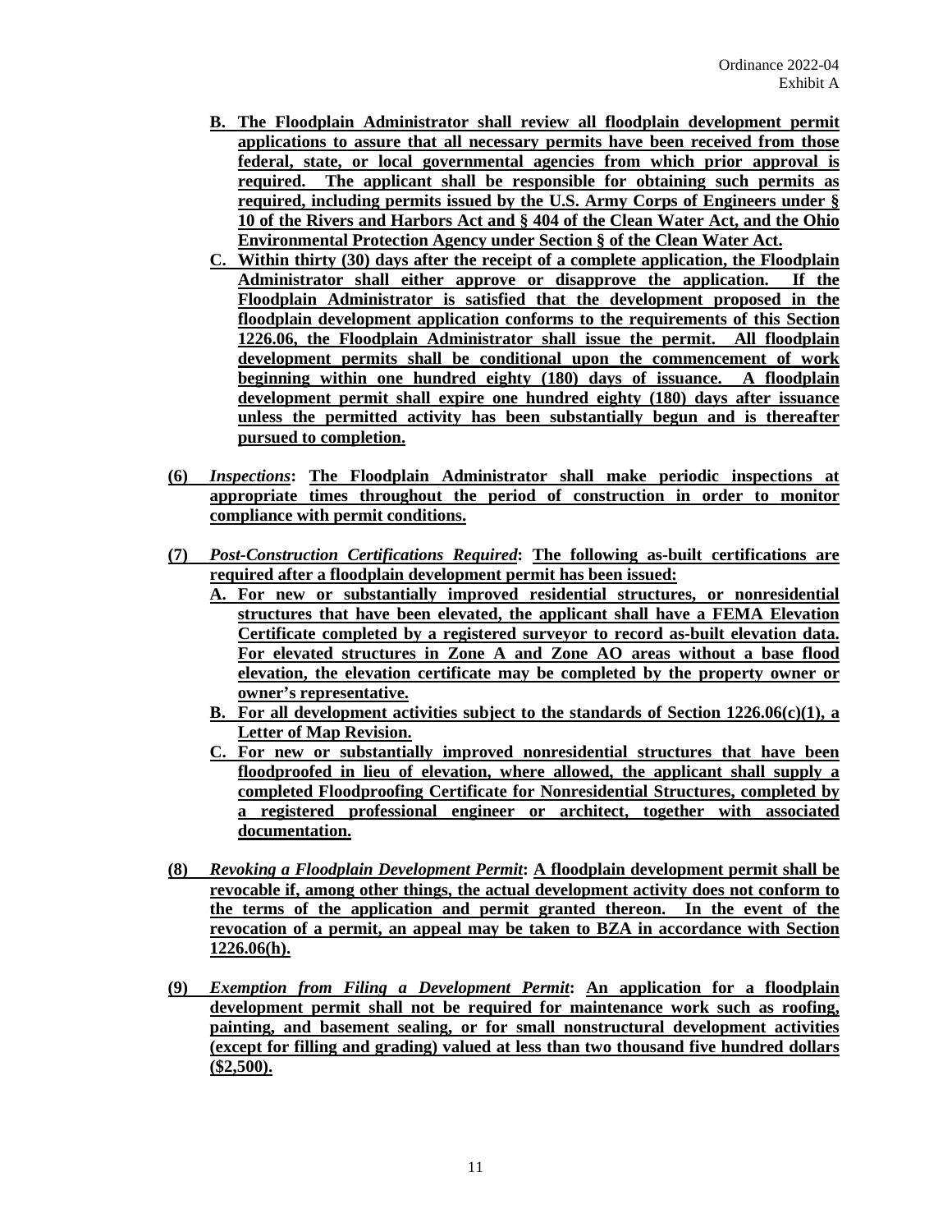B. **The Floodplain Administrator shall review all floodplain development permit applications to assure that all necessary permits have been received from those federal, state, or local governmental agencies from which prior approval is required. The applicant shall be responsible for obtaining such permits as required, including permits issued by the U.S. Army Corps of Engineers under § 10 of the Rivers and Harbors Act and § 404 of the Clean Water Act, and the Ohio Environmental Protection Agency under Section § of the Clean Water Act.**

C. **Within thirty (30) days after the receipt of a complete application, the Floodplain Administrator shall either approve or disapprove the application. If the Floodplain Administrator is satisfied that the development proposed in the floodplain development application conforms to the requirements of this Section 1226.06, the Floodplain Administrator shall issue the permit. All floodplain development permits shall be conditional upon the commencement of work beginning within one hundred eighty (180) days of issuance. A floodplain development permit shall expire one hundred eighty (180) days after issuance unless the permitted activity has been substantially begun and is thereafter pursued to completion.**

**(6)** ***Inspections*****: The Floodplain Administrator shall make periodic inspections at appropriate times throughout the period of construction in order to monitor compliance with permit conditions.**

**(7)** ***Post-Construction Certifications Required*****: The following as-built certifications are required after a floodplain development permit has been issued:**

A. **For new or substantially improved residential structures, or nonresidential structures that have been elevated, the applicant shall have a FEMA Elevation Certificate completed by a registered surveyor to record as-built elevation data. For elevated structures in Zone A and Zone AO areas without a base flood elevation, the elevation certificate may be completed by the property owner or owner's representative.**

B. **For all development activities subject to the standards of Section 1226.06(c)(1), a Letter of Map Revision.**

C. **For new or substantially improved nonresidential structures that have been floodproofed in lieu of elevation, where allowed, the applicant shall supply a completed Floodproofing Certificate for Nonresidential Structures, completed by a registered professional engineer or architect, together with associated documentation.**

**(8)** ***Revoking a Floodplain Development Permit*****: A floodplain development permit shall be revocable if, among other things, the actual development activity does not conform to the terms of the application and permit granted thereon. In the event of the revocation of a permit, an appeal may be taken to BZA in accordance with Section 1226.06(h).**

**(9)** ***Exemption from Filing a Development Permit*****: An application for a floodplain development permit shall not be required for maintenance work such as roofing, painting, and basement sealing, or for small nonstructural development activities (except for filling and grading) valued at less than two thousand five hundred dollars ($2,500).**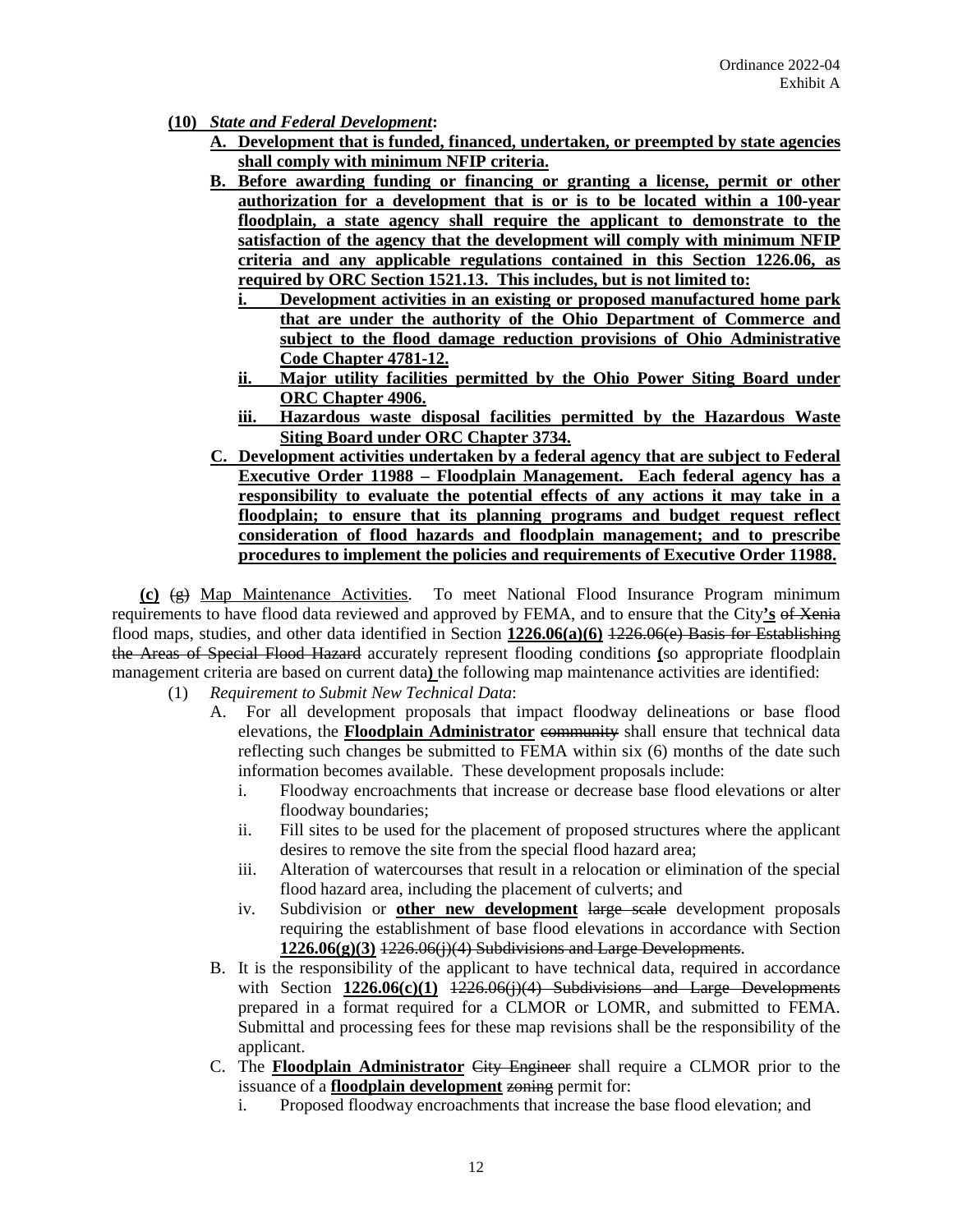**(10)** ***State and Federal Development*****:**

**A. Development that is funded, financed, undertaken, or preempted by state agencies shall comply with minimum NFIP criteria.**

**B. Before awarding funding or financing or granting a license, permit or other authorization for a development that is or is to be located within a 100-year floodplain, a state agency shall require the applicant to demonstrate to the satisfaction of the agency that the development will comply with minimum NFIP criteria and any applicable regulations contained in this Section 1226.06, as required by ORC Section 1521.13. This includes, but is not limited to:**

**i. Development activities in an existing or proposed manufactured home park that are under the authority of the Ohio Department of Commerce and subject to the flood damage reduction provisions of Ohio Administrative Code Chapter 4781-12.**

**ii. Major utility facilities permitted by the Ohio Power Siting Board under ORC Chapter 4906.**

**iii. Hazardous waste disposal facilities permitted by the Hazardous Waste Siting Board under ORC Chapter 3734.**

**C. Development activities undertaken by a federal agency that are subject to Federal Executive Order 11988 – Floodplain Management. Each federal agency has a responsibility to evaluate the potential effects of any actions it may take in a floodplain; to ensure that its planning programs and budget request reflect consideration of flood hazards and floodplain management; and to prescribe procedures to implement the policies and requirements of Executive Order 11988.**

**(c)** ~~(g)~~ Map Maintenance Activities. To meet National Flood Insurance Program minimum requirements to have flood data reviewed and approved by FEMA, and to ensure that the City**'s** ~~of Xenia~~ flood maps, studies, and other data identified in Section **1226.06(a)(6)** ~~1226.06(e) Basis for Establishing the Areas of Special Flood Hazard~~ accurately represent flooding conditions **(**so appropriate floodplain management criteria are based on current data**)** the following map maintenance activities are identified:

(1) *Requirement to Submit New Technical Data*:

A. For all development proposals that impact floodway delineations or base flood elevations, the **Floodplain Administrator** ~~community~~ shall ensure that technical data reflecting such changes be submitted to FEMA within six (6) months of the date such information becomes available. These development proposals include:

i. Floodway encroachments that increase or decrease base flood elevations or alter floodway boundaries;

ii. Fill sites to be used for the placement of proposed structures where the applicant desires to remove the site from the special flood hazard area;

iii. Alteration of watercourses that result in a relocation or elimination of the special flood hazard area, including the placement of culverts; and

iv. Subdivision or **other new development** ~~large scale~~ development proposals requiring the establishment of base flood elevations in accordance with Section **1226.06(g)(3)** ~~1226.06(j)(4) Subdivisions and Large Developments~~.

B. It is the responsibility of the applicant to have technical data, required in accordance with Section **1226.06(c)(1)** ~~1226.06(j)(4) Subdivisions and Large Developments~~ prepared in a format required for a CLMOR or LOMR, and submitted to FEMA. Submittal and processing fees for these map revisions shall be the responsibility of the applicant.

C. The **Floodplain Administrator** ~~City Engineer~~ shall require a CLMOR prior to the issuance of a **floodplain development** ~~zoning~~ permit for:

i. Proposed floodway encroachments that increase the base flood elevation; and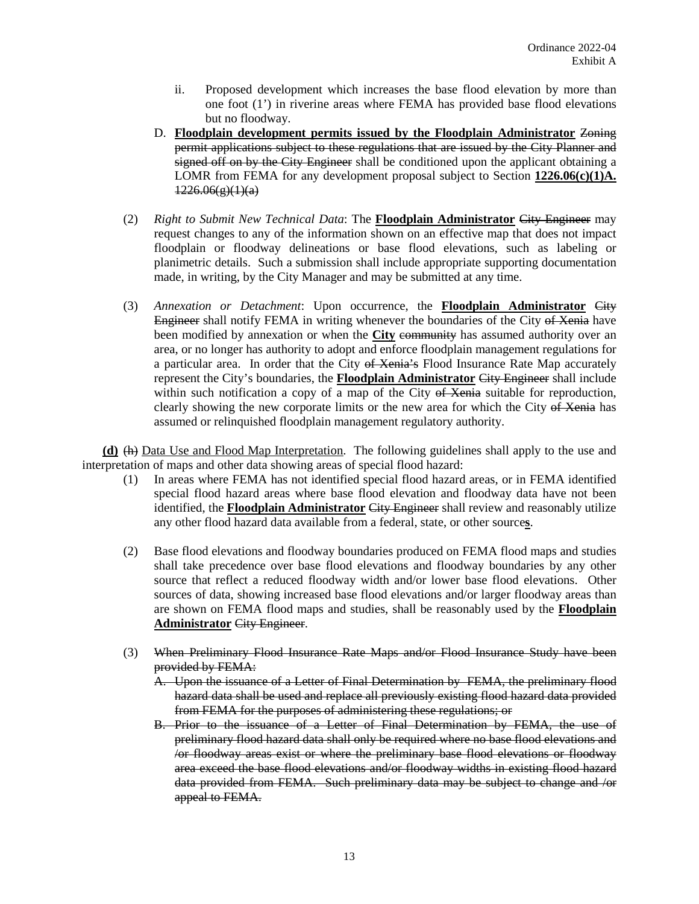ii. Proposed development which increases the base flood elevation by more than one foot (1') in riverine areas where FEMA has provided base flood elevations but no floodway.

D. **Floodplain development permits issued by the Floodplain Administrator** ~~Zoning permit applications subject to these regulations that are issued by the City Planner and signed off on by the City Engineer~~ shall be conditioned upon the applicant obtaining a LOMR from FEMA for any development proposal subject to Section **1226.06(c)(1)A.** ~~1226.06(g)(1)(a)~~

(2) *Right to Submit New Technical Data*: The **Floodplain Administrator** ~~City Engineer~~ may request changes to any of the information shown on an effective map that does not impact floodplain or floodway delineations or base flood elevations, such as labeling or planimetric details. Such a submission shall include appropriate supporting documentation made, in writing, by the City Manager and may be submitted at any time.

(3) *Annexation or Detachment*: Upon occurrence, the **Floodplain Administrator** ~~City Engineer~~ shall notify FEMA in writing whenever the boundaries of the City ~~of Xenia~~ have been modified by annexation or when the **City** ~~community~~ has assumed authority over an area, or no longer has authority to adopt and enforce floodplain management regulations for a particular area. In order that the City ~~of Xenia's~~ Flood Insurance Rate Map accurately represent the City's boundaries, the **Floodplain Administrator** ~~City Engineer~~ shall include within such notification a copy of a map of the City ~~of Xenia~~ suitable for reproduction, clearly showing the new corporate limits or the new area for which the City ~~of Xenia~~ has assumed or relinquished floodplain management regulatory authority.

**(d)** ~~(h)~~ Data Use and Flood Map Interpretation. The following guidelines shall apply to the use and interpretation of maps and other data showing areas of special flood hazard:

(1) In areas where FEMA has not identified special flood hazard areas, or in FEMA identified special flood hazard areas where base flood elevation and floodway data have not been identified, the **Floodplain Administrator** ~~City Engineer~~ shall review and reasonably utilize any other flood hazard data available from a federal, state, or other source**s**.

(2) Base flood elevations and floodway boundaries produced on FEMA flood maps and studies shall take precedence over base flood elevations and floodway boundaries by any other source that reflect a reduced floodway width and/or lower base flood elevations. Other sources of data, showing increased base flood elevations and/or larger floodway areas than are shown on FEMA flood maps and studies, shall be reasonably used by the **Floodplain Administrator** ~~City Engineer~~.

(3) ~~When Preliminary Flood Insurance Rate Maps and/or Flood Insurance Study have been provided by FEMA:~~

~~A. Upon the issuance of a Letter of Final Determination by FEMA, the preliminary flood hazard data shall be used and replace all previously existing flood hazard data provided from FEMA for the purposes of administering these regulations; or~~

~~B. Prior to the issuance of a Letter of Final Determination by FEMA, the use of preliminary flood hazard data shall only be required where no base flood elevations and /or floodway areas exist or where the preliminary base flood elevations or floodway area exceed the base flood elevations and/or floodway widths in existing flood hazard data provided from FEMA. Such preliminary data may be subject to change and /or appeal to FEMA.~~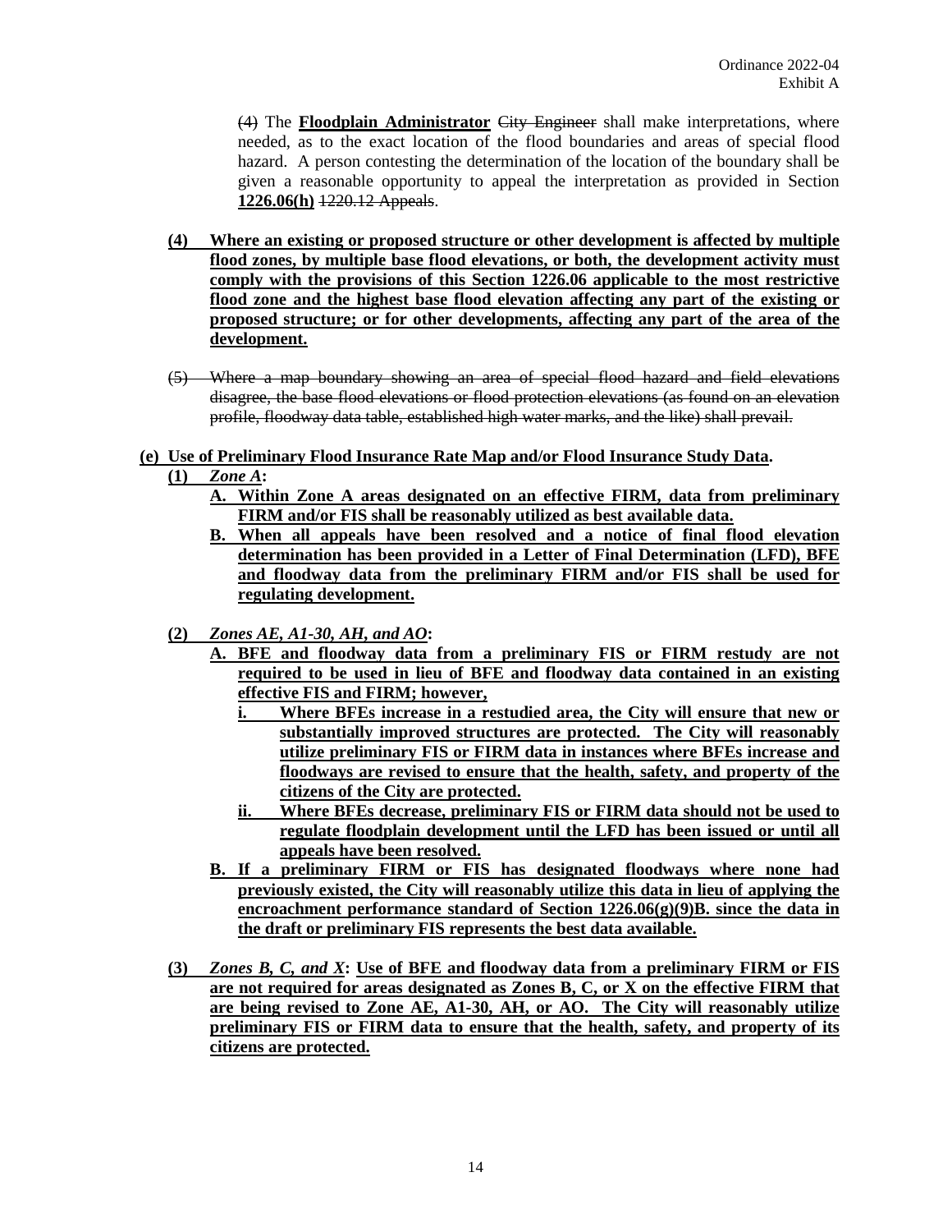~~(4)~~ The **Floodplain Administrator** ~~City Engineer~~ shall make interpretations, where needed, as to the exact location of the flood boundaries and areas of special flood hazard. A person contesting the determination of the location of the boundary shall be given a reasonable opportunity to appeal the interpretation as provided in Section **1226.06(h)** ~~1220.12 Appeals~~.

**(4) Where an existing or proposed structure or other development is affected by multiple flood zones, by multiple base flood elevations, or both, the development activity must comply with the provisions of this Section 1226.06 applicable to the most restrictive flood zone and the highest base flood elevation affecting any part of the existing or proposed structure; or for other developments, affecting any part of the area of the development.**

~~(5) Where a map boundary showing an area of special flood hazard and field elevations disagree, the base flood elevations or flood protection elevations (as found on an elevation profile, floodway data table, established high water marks, and the like) shall prevail.~~

**(e) Use of Preliminary Flood Insurance Rate Map and/or Flood Insurance Study Data.**

**(1)** ***Zone A*:**

**A. Within Zone A areas designated on an effective FIRM, data from preliminary FIRM and/or FIS shall be reasonably utilized as best available data.**

**B. When all appeals have been resolved and a notice of final flood elevation determination has been provided in a Letter of Final Determination (LFD), BFE and floodway data from the preliminary FIRM and/or FIS shall be used for regulating development.**

**(2)** ***Zones AE, A1-30, AH, and AO*:**

**A. BFE and floodway data from a preliminary FIS or FIRM restudy are not required to be used in lieu of BFE and floodway data contained in an existing effective FIS and FIRM; however,**

**i. Where BFEs increase in a restudied area, the City will ensure that new or substantially improved structures are protected. The City will reasonably utilize preliminary FIS or FIRM data in instances where BFEs increase and floodways are revised to ensure that the health, safety, and property of the citizens of the City are protected.**

**ii. Where BFEs decrease, preliminary FIS or FIRM data should not be used to regulate floodplain development until the LFD has been issued or until all appeals have been resolved.**

**B. If a preliminary FIRM or FIS has designated floodways where none had previously existed, the City will reasonably utilize this data in lieu of applying the encroachment performance standard of Section 1226.06(g)(9)B. since the data in the draft or preliminary FIS represents the best data available.**

**(3)** ***Zones B, C, and X*: Use of BFE and floodway data from a preliminary FIRM or FIS are not required for areas designated as Zones B, C, or X on the effective FIRM that are being revised to Zone AE, A1-30, AH, or AO. The City will reasonably utilize preliminary FIS or FIRM data to ensure that the health, safety, and property of its citizens are protected.**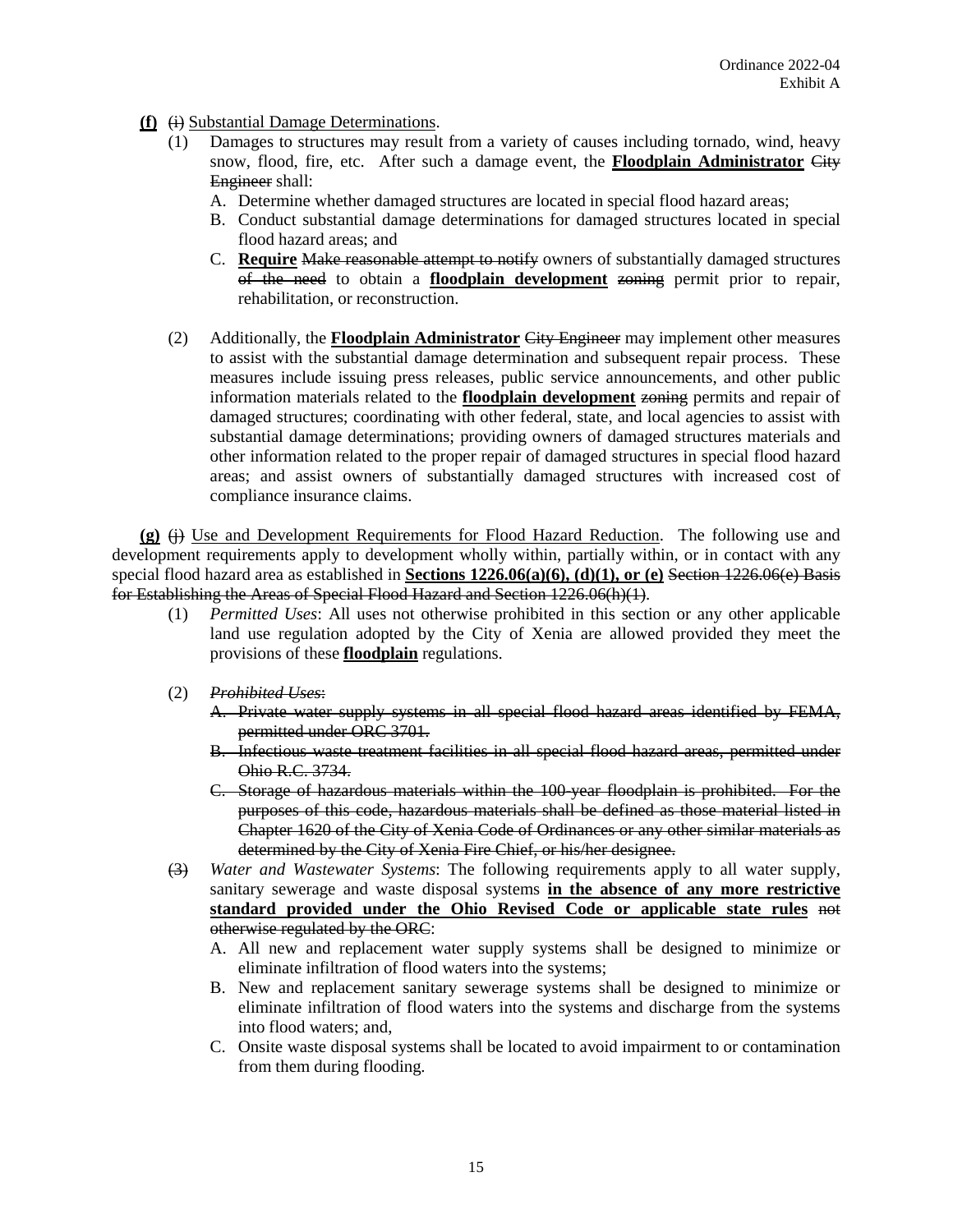**(f)** ~~(i)~~ Substantial Damage Determinations.

(1) Damages to structures may result from a variety of causes including tornado, wind, heavy snow, flood, fire, etc. After such a damage event, the **Floodplain Administrator** ~~City Engineer~~ shall:

A. Determine whether damaged structures are located in special flood hazard areas;

B. Conduct substantial damage determinations for damaged structures located in special flood hazard areas; and

C. **Require** ~~Make reasonable attempt to notify~~ owners of substantially damaged structures ~~of the need~~ to obtain a **floodplain development** ~~zoning~~ permit prior to repair, rehabilitation, or reconstruction.

(2) Additionally, the **Floodplain Administrator** ~~City Engineer~~ may implement other measures to assist with the substantial damage determination and subsequent repair process. These measures include issuing press releases, public service announcements, and other public information materials related to the **floodplain development** ~~zoning~~ permits and repair of damaged structures; coordinating with other federal, state, and local agencies to assist with substantial damage determinations; providing owners of damaged structures materials and other information related to the proper repair of damaged structures in special flood hazard areas; and assist owners of substantially damaged structures with increased cost of compliance insurance claims.

**(g)** ~~(j)~~ Use and Development Requirements for Flood Hazard Reduction. The following use and development requirements apply to development wholly within, partially within, or in contact with any special flood hazard area as established in **Sections 1226.06(a)(6), (d)(1), or (e)** ~~Section 1226.06(e) Basis for Establishing the Areas of Special Flood Hazard and Section 1226.06(h)(1)~~.

(1) *Permitted Uses*: All uses not otherwise prohibited in this section or any other applicable land use regulation adopted by the City of Xenia are allowed provided they meet the provisions of these **floodplain** regulations.

(2) ~~*Prohibited Uses*:~~

~~A. Private water supply systems in all special flood hazard areas identified by FEMA, permitted under ORC 3701.~~

~~B. Infectious waste treatment facilities in all special flood hazard areas, permitted under Ohio R.C. 3734.~~

~~C. Storage of hazardous materials within the 100-year floodplain is prohibited. For the purposes of this code, hazardous materials shall be defined as those material listed in Chapter 1620 of the City of Xenia Code of Ordinances or any other similar materials as determined by the City of Xenia Fire Chief, or his/her designee.~~

~~(3)~~ *Water and Wastewater Systems*: The following requirements apply to all water supply, sanitary sewerage and waste disposal systems **in the absence of any more restrictive standard provided under the Ohio Revised Code or applicable state rules** ~~not otherwise regulated by the ORC~~:

A. All new and replacement water supply systems shall be designed to minimize or eliminate infiltration of flood waters into the systems;

B. New and replacement sanitary sewerage systems shall be designed to minimize or eliminate infiltration of flood waters into the systems and discharge from the systems into flood waters; and,

C. Onsite waste disposal systems shall be located to avoid impairment to or contamination from them during flooding.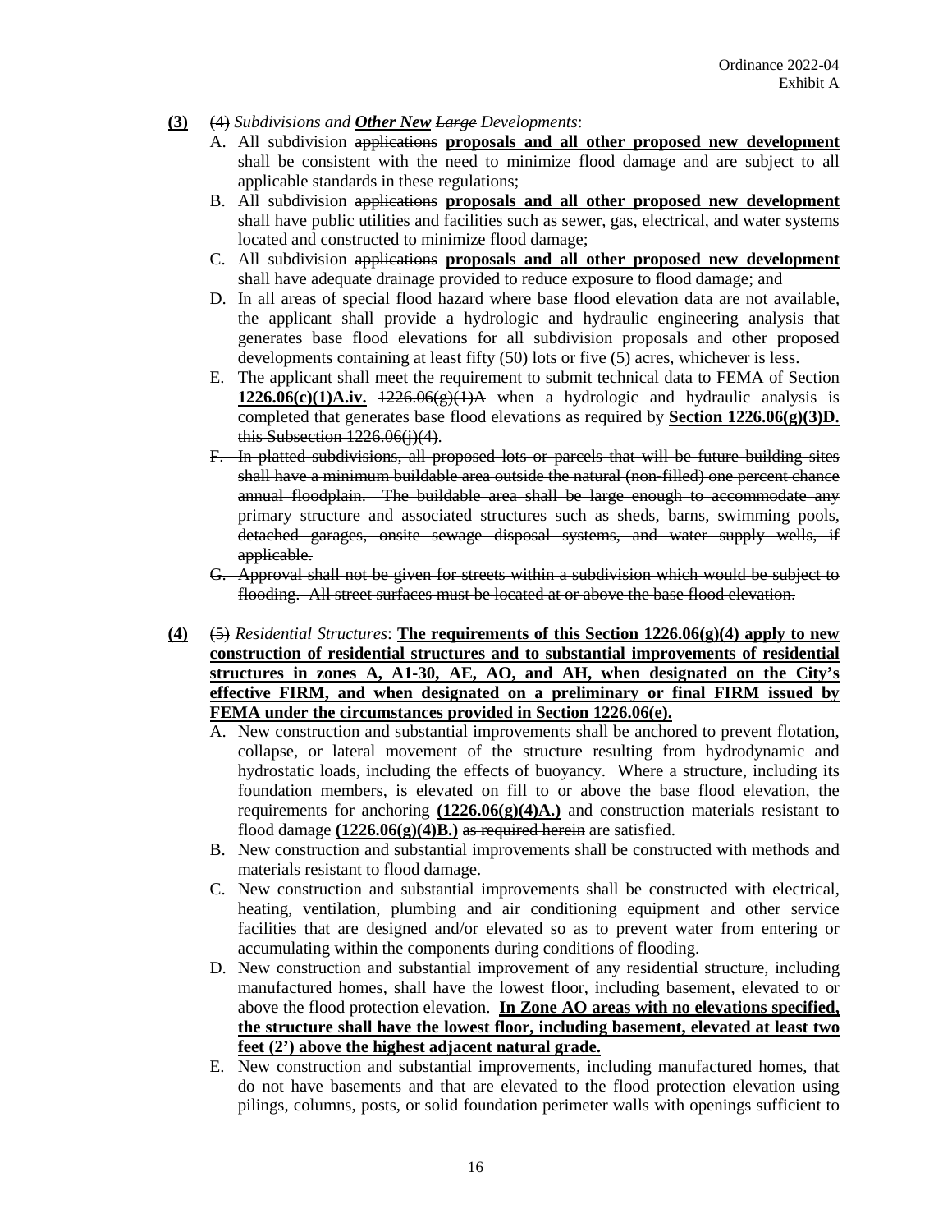**(3)** ~~(4)~~ *Subdivisions and **Other New** ~~Large~~ Developments*:

A. All subdivision ~~applications~~ **proposals and all other proposed new development** shall be consistent with the need to minimize flood damage and are subject to all applicable standards in these regulations;

B. All subdivision ~~applications~~ **proposals and all other proposed new development** shall have public utilities and facilities such as sewer, gas, electrical, and water systems located and constructed to minimize flood damage;

C. All subdivision ~~applications~~ **proposals and all other proposed new development** shall have adequate drainage provided to reduce exposure to flood damage; and

D. In all areas of special flood hazard where base flood elevation data are not available, the applicant shall provide a hydrologic and hydraulic engineering analysis that generates base flood elevations for all subdivision proposals and other proposed developments containing at least fifty (50) lots or five (5) acres, whichever is less.

E. The applicant shall meet the requirement to submit technical data to FEMA of Section **1226.06(c)(1)A.iv.** ~~1226.06(g)(1)A~~ when a hydrologic and hydraulic analysis is completed that generates base flood elevations as required by **Section 1226.06(g)(3)D.** ~~this Subsection 1226.06(j)(4)~~.

~~F. In platted subdivisions, all proposed lots or parcels that will be future building sites shall have a minimum buildable area outside the natural (non-filled) one percent chance annual floodplain. The buildable area shall be large enough to accommodate any primary structure and associated structures such as sheds, barns, swimming pools, detached garages, onsite sewage disposal systems, and water supply wells, if applicable.~~

~~G. Approval shall not be given for streets within a subdivision which would be subject to flooding. All street surfaces must be located at or above the base flood elevation.~~

**(4)** ~~(5)~~ *Residential Structures*: **The requirements of this Section 1226.06(g)(4) apply to new construction of residential structures and to substantial improvements of residential structures in zones A, A1-30, AE, AO, and AH, when designated on the City's effective FIRM, and when designated on a preliminary or final FIRM issued by FEMA under the circumstances provided in Section 1226.06(e).**

A. New construction and substantial improvements shall be anchored to prevent flotation, collapse, or lateral movement of the structure resulting from hydrodynamic and hydrostatic loads, including the effects of buoyancy. Where a structure, including its foundation members, is elevated on fill to or above the base flood elevation, the requirements for anchoring **(1226.06(g)(4)A.)** and construction materials resistant to flood damage **(1226.06(g)(4)B.)** ~~as required herein~~ are satisfied.

B. New construction and substantial improvements shall be constructed with methods and materials resistant to flood damage.

C. New construction and substantial improvements shall be constructed with electrical, heating, ventilation, plumbing and air conditioning equipment and other service facilities that are designed and/or elevated so as to prevent water from entering or accumulating within the components during conditions of flooding.

D. New construction and substantial improvement of any residential structure, including manufactured homes, shall have the lowest floor, including basement, elevated to or above the flood protection elevation. **In Zone AO areas with no elevations specified, the structure shall have the lowest floor, including basement, elevated at least two feet (2') above the highest adjacent natural grade.**

E. New construction and substantial improvements, including manufactured homes, that do not have basements and that are elevated to the flood protection elevation using pilings, columns, posts, or solid foundation perimeter walls with openings sufficient to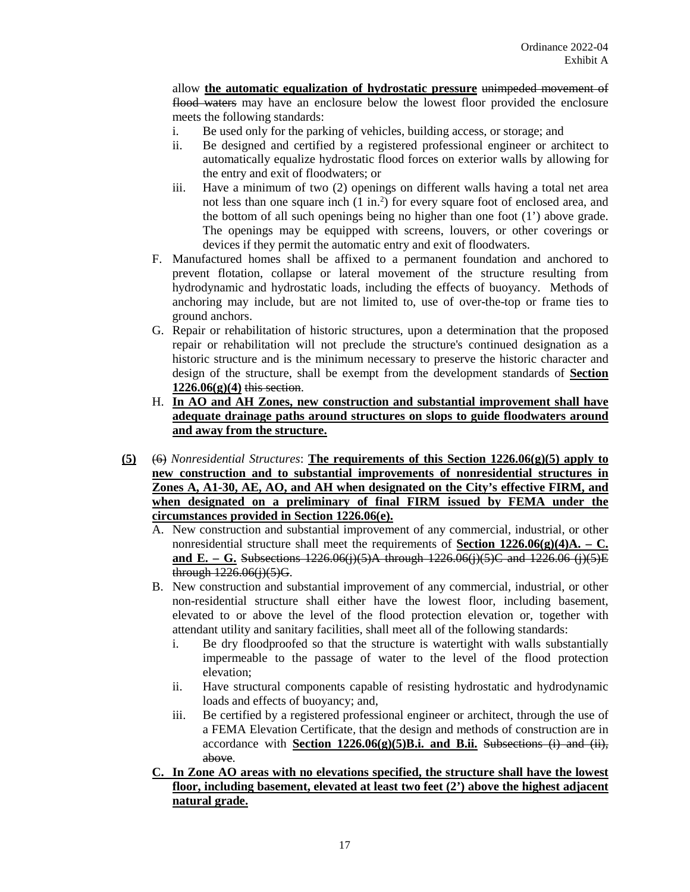allow **the automatic equalization of hydrostatic pressure** ~~unimpeded movement of flood waters~~ may have an enclosure below the lowest floor provided the enclosure meets the following standards:

i. Be used only for the parking of vehicles, building access, or storage; and
ii. Be designed and certified by a registered professional engineer or architect to automatically equalize hydrostatic flood forces on exterior walls by allowing for the entry and exit of floodwaters; or
iii. Have a minimum of two (2) openings on different walls having a total net area not less than one square inch (1 in.$^2$) for every square foot of enclosed area, and the bottom of all such openings being no higher than one foot (1') above grade. The openings may be equipped with screens, louvers, or other coverings or devices if they permit the automatic entry and exit of floodwaters.

F. Manufactured homes shall be affixed to a permanent foundation and anchored to prevent flotation, collapse or lateral movement of the structure resulting from hydrodynamic and hydrostatic loads, including the effects of buoyancy. Methods of anchoring may include, but are not limited to, use of over-the-top or frame ties to ground anchors.

G. Repair or rehabilitation of historic structures, upon a determination that the proposed repair or rehabilitation will not preclude the structure's continued designation as a historic structure and is the minimum necessary to preserve the historic character and design of the structure, shall be exempt from the development standards of **Section 1226.06(g)(4)** ~~this section~~.

H. **In AO and AH Zones, new construction and substantial improvement shall have adequate drainage paths around structures on slopes to guide floodwaters around and away from the structure.**

**(5)** ~~(6)~~ *Nonresidential Structures*: **The requirements of this Section 1226.06(g)(5) apply to new construction and to substantial improvements of nonresidential structures in Zones A, A1-30, AE, AO, and AH when designated on the City's effective FIRM, and when designated on a preliminary of final FIRM issued by FEMA under the circumstances provided in Section 1226.06(e).**

A. New construction and substantial improvement of any commercial, industrial, or other nonresidential structure shall meet the requirements of **Section 1226.06(g)(4)A. – C. and E. – G.** ~~Subsections 1226.06(j)(5)A through 1226.06(j)(5)C and 1226.06 (j)(5)E through 1226.06(j)(5)G~~.

B. New construction and substantial improvement of any commercial, industrial, or other non-residential structure shall either have the lowest floor, including basement, elevated to or above the level of the flood protection elevation or, together with attendant utility and sanitary facilities, shall meet all of the following standards:

i. Be dry floodproofed so that the structure is watertight with walls substantially impermeable to the passage of water to the level of the flood protection elevation;
ii. Have structural components capable of resisting hydrostatic and hydrodynamic loads and effects of buoyancy; and,
iii. Be certified by a registered professional engineer or architect, through the use of a FEMA Elevation Certificate, that the design and methods of construction are in accordance with **Section 1226.06(g)(5)B.i. and B.ii.** ~~Subsections (i) and (ii), above~~.

**C. In Zone AO areas with no elevations specified, the structure shall have the lowest floor, including basement, elevated at least two feet (2') above the highest adjacent natural grade.**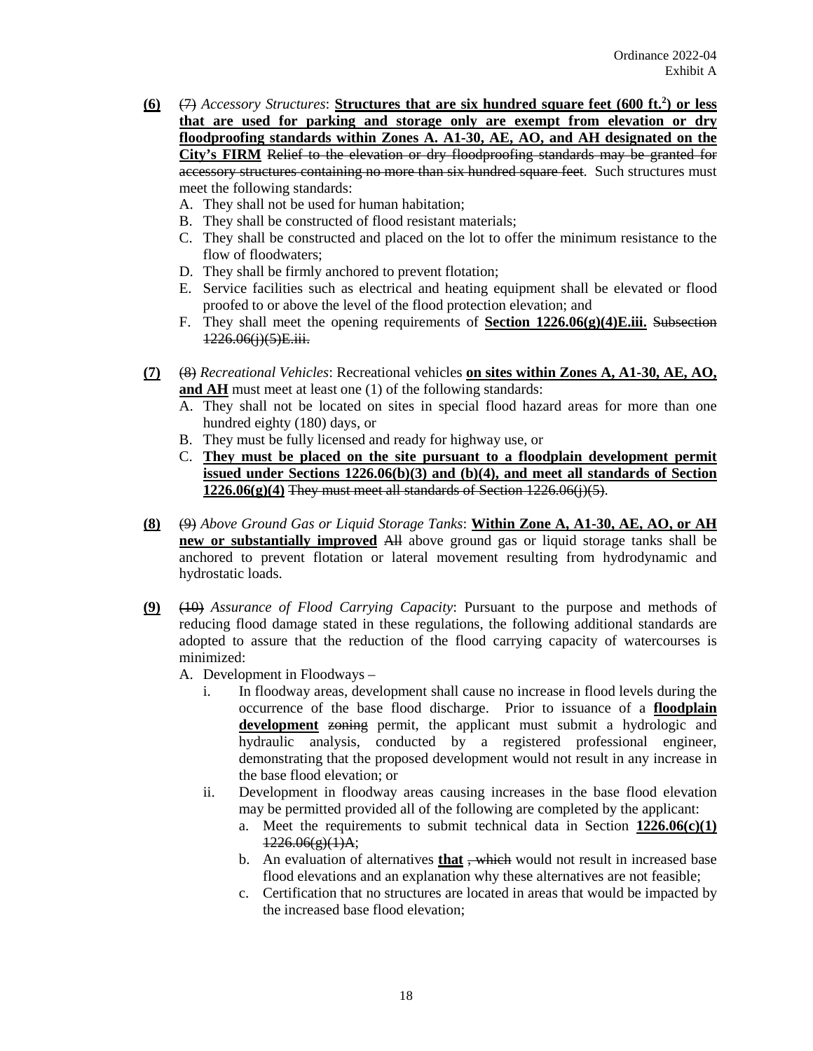Ordinance 2022-04
Exhibit A

**(6)** ~~(7)~~ *Accessory Structures*: **Structures that are six hundred square feet (600 ft.$^2$) or less that are used for parking and storage only are exempt from elevation or dry floodproofing standards within Zones A. A1-30, AE, AO, and AH designated on the City's FIRM** ~~Relief to the elevation or dry floodproofing standards may be granted for accessory structures containing no more than six hundred square feet~~. Such structures must meet the following standards:

A. They shall not be used for human habitation;
B. They shall be constructed of flood resistant materials;
C. They shall be constructed and placed on the lot to offer the minimum resistance to the flow of floodwaters;
D. They shall be firmly anchored to prevent flotation;
E. Service facilities such as electrical and heating equipment shall be elevated or flood proofed to or above the level of the flood protection elevation; and
F. They shall meet the opening requirements of **Section 1226.06(g)(4)E.iii.** ~~Subsection 1226.06(j)(5)E.iii.~~

**(7)** ~~(8)~~ *Recreational Vehicles*: Recreational vehicles **on sites within Zones A, A1-30, AE, AO, and AH** must meet at least one (1) of the following standards:

A. They shall not be located on sites in special flood hazard areas for more than one hundred eighty (180) days, or
B. They must be fully licensed and ready for highway use, or
C. **They must be placed on the site pursuant to a floodplain development permit issued under Sections 1226.06(b)(3) and (b)(4), and meet all standards of Section 1226.06(g)(4)** ~~They must meet all standards of Section 1226.06(j)(5)~~.

**(8)** ~~(9)~~ *Above Ground Gas or Liquid Storage Tanks*: **Within Zone A, A1-30, AE, AO, or AH new or substantially improved** ~~All~~ above ground gas or liquid storage tanks shall be anchored to prevent flotation or lateral movement resulting from hydrodynamic and hydrostatic loads.

**(9)** ~~(10)~~ *Assurance of Flood Carrying Capacity*: Pursuant to the purpose and methods of reducing flood damage stated in these regulations, the following additional standards are adopted to assure that the reduction of the flood carrying capacity of watercourses is minimized:

A. Development in Floodways –
   i. In floodway areas, development shall cause no increase in flood levels during the occurrence of the base flood discharge. Prior to issuance of a **floodplain development** ~~zoning~~ permit, the applicant must submit a hydrologic and hydraulic analysis, conducted by a registered professional engineer, demonstrating that the proposed development would not result in any increase in the base flood elevation; or
   ii. Development in floodway areas causing increases in the base flood elevation may be permitted provided all of the following are completed by the applicant:
      a. Meet the requirements to submit technical data in Section **1226.06(c)(1)** ~~1226.06(g)(1)A~~;
      b. An evaluation of alternatives **that** ~~, which~~ would not result in increased base flood elevations and an explanation why these alternatives are not feasible;
      c. Certification that no structures are located in areas that would be impacted by the increased base flood elevation;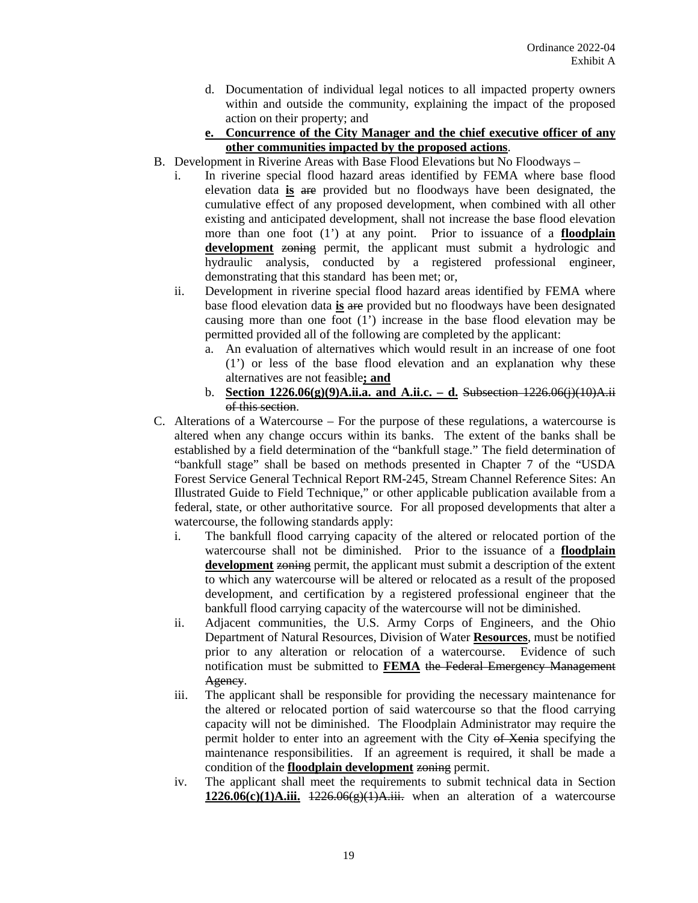d. Documentation of individual legal notices to all impacted property owners within and outside the community, explaining the impact of the proposed action on their property; and

**e. Concurrence of the City Manager and the chief executive officer of any other communities impacted by the proposed actions**.

B. Development in Riverine Areas with Base Flood Elevations but No Floodways –

i. In riverine special flood hazard areas identified by FEMA where base flood elevation data **is** ~~are~~ provided but no floodways have been designated, the cumulative effect of any proposed development, when combined with all other existing and anticipated development, shall not increase the base flood elevation more than one foot (1') at any point. Prior to issuance of a **floodplain development** ~~zoning~~ permit, the applicant must submit a hydrologic and hydraulic analysis, conducted by a registered professional engineer, demonstrating that this standard has been met; or,

ii. Development in riverine special flood hazard areas identified by FEMA where base flood elevation data **is** ~~are~~ provided but no floodways have been designated causing more than one foot (1') increase in the base flood elevation may be permitted provided all of the following are completed by the applicant:

a. An evaluation of alternatives which would result in an increase of one foot (1') or less of the base flood elevation and an explanation why these alternatives are not feasible**; and**

b. **Section 1226.06(g)(9)A.ii.a. and A.ii.c. – d.** ~~Subsection 1226.06(j)(10)A.ii of this section~~.

C. Alterations of a Watercourse – For the purpose of these regulations, a watercourse is altered when any change occurs within its banks. The extent of the banks shall be established by a field determination of the "bankfull stage." The field determination of "bankfull stage" shall be based on methods presented in Chapter 7 of the "USDA Forest Service General Technical Report RM-245, Stream Channel Reference Sites: An Illustrated Guide to Field Technique," or other applicable publication available from a federal, state, or other authoritative source. For all proposed developments that alter a watercourse, the following standards apply:

i. The bankfull flood carrying capacity of the altered or relocated portion of the watercourse shall not be diminished. Prior to the issuance of a **floodplain development** ~~zoning~~ permit, the applicant must submit a description of the extent to which any watercourse will be altered or relocated as a result of the proposed development, and certification by a registered professional engineer that the bankfull flood carrying capacity of the watercourse will not be diminished.

ii. Adjacent communities, the U.S. Army Corps of Engineers, and the Ohio Department of Natural Resources, Division of Water **Resources**, must be notified prior to any alteration or relocation of a watercourse. Evidence of such notification must be submitted to **FEMA** ~~the Federal Emergency Management Agency~~.

iii. The applicant shall be responsible for providing the necessary maintenance for the altered or relocated portion of said watercourse so that the flood carrying capacity will not be diminished. The Floodplain Administrator may require the permit holder to enter into an agreement with the City ~~of Xenia~~ specifying the maintenance responsibilities. If an agreement is required, it shall be made a condition of the **floodplain development** ~~zoning~~ permit.

iv. The applicant shall meet the requirements to submit technical data in Section **1226.06(c)(1)A.iii.** ~~1226.06(g)(1)A.iii.~~ when an alteration of a watercourse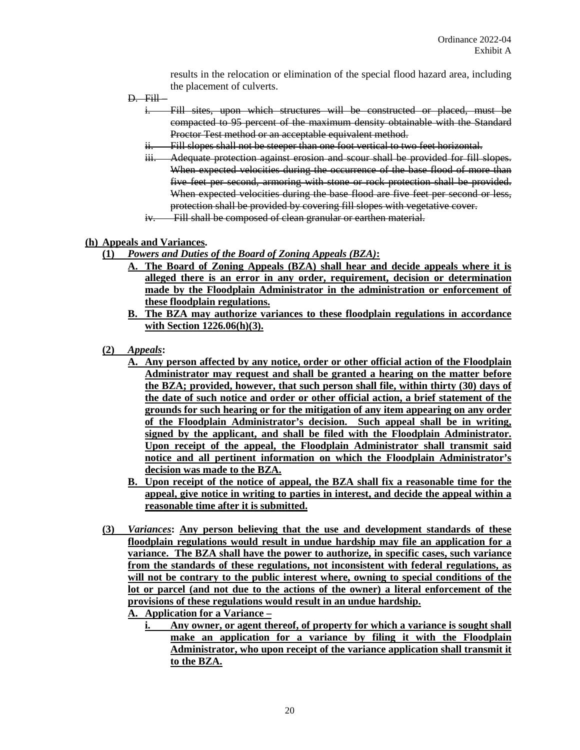results in the relocation or elimination of the special flood hazard area, including the placement of culverts.

~~D. Fill –~~

~~i. Fill sites, upon which structures will be constructed or placed, must be compacted to 95 percent of the maximum density obtainable with the Standard Proctor Test method or an acceptable equivalent method.~~

~~ii. Fill slopes shall not be steeper than one foot vertical to two feet horizontal.~~

~~iii. Adequate protection against erosion and scour shall be provided for fill slopes. When expected velocities during the occurrence of the base flood of more than five feet per second, armoring with stone or rock protection shall be provided. When expected velocities during the base flood are five feet per second or less, protection shall be provided by covering fill slopes with vegetative cover.~~

~~iv. Fill shall be composed of clean granular or earthen material.~~

**(h) Appeals and Variances.**

**(1)** ***Powers and Duties of the Board of Zoning Appeals (BZA)*:**

**A. The Board of Zoning Appeals (BZA) shall hear and decide appeals where it is alleged there is an error in any order, requirement, decision or determination made by the Floodplain Administrator in the administration or enforcement of these floodplain regulations.**

**B. The BZA may authorize variances to these floodplain regulations in accordance with Section 1226.06(h)(3).**

**(2)** ***Appeals*:**

**A. Any person affected by any notice, order or other official action of the Floodplain Administrator may request and shall be granted a hearing on the matter before the BZA; provided, however, that such person shall file, within thirty (30) days of the date of such notice and order or other official action, a brief statement of the grounds for such hearing or for the mitigation of any item appearing on any order of the Floodplain Administrator's decision. Such appeal shall be in writing, signed by the applicant, and shall be filed with the Floodplain Administrator. Upon receipt of the appeal, the Floodplain Administrator shall transmit said notice and all pertinent information on which the Floodplain Administrator's decision was made to the BZA.**

**B. Upon receipt of the notice of appeal, the BZA shall fix a reasonable time for the appeal, give notice in writing to parties in interest, and decide the appeal within a reasonable time after it is submitted.**

**(3)** ***Variances*: Any person believing that the use and development standards of these floodplain regulations would result in undue hardship may file an application for a variance. The BZA shall have the power to authorize, in specific cases, such variance from the standards of these regulations, not inconsistent with federal regulations, as will not be contrary to the public interest where, owning to special conditions of the lot or parcel (and not due to the actions of the owner) a literal enforcement of the provisions of these regulations would result in an undue hardship.**

**A. Application for a Variance –**

**i. Any owner, or agent thereof, of property for which a variance is sought shall make an application for a variance by filing it with the Floodplain Administrator, who upon receipt of the variance application shall transmit it to the BZA.**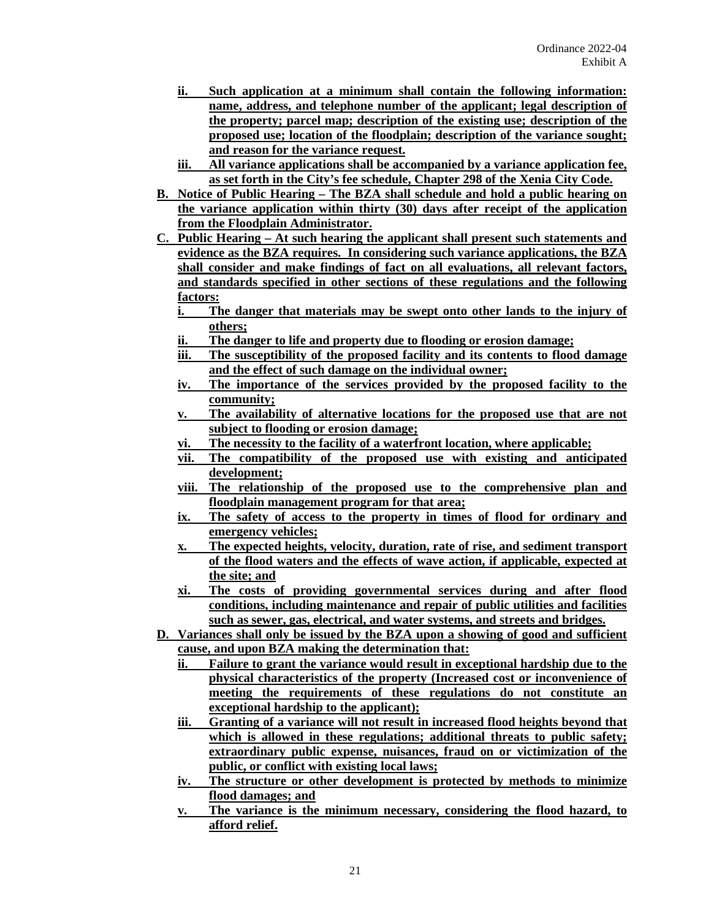ii. **Such application at a minimum shall contain the following information: name, address, and telephone number of the applicant; legal description of the property; parcel map; description of the existing use; description of the proposed use; location of the floodplain; description of the variance sought; and reason for the variance request.**

iii. **All variance applications shall be accompanied by a variance application fee, as set forth in the City's fee schedule, Chapter 298 of the Xenia City Code.**

**B. Notice of Public Hearing – The BZA shall schedule and hold a public hearing on the variance application within thirty (30) days after receipt of the application from the Floodplain Administrator.**

**C. Public Hearing – At such hearing the applicant shall present such statements and evidence as the BZA requires. In considering such variance applications, the BZA shall consider and make findings of fact on all evaluations, all relevant factors, and standards specified in other sections of these regulations and the following factors:**

i. **The danger that materials may be swept onto other lands to the injury of others;**

ii. **The danger to life and property due to flooding or erosion damage;**

iii. **The susceptibility of the proposed facility and its contents to flood damage and the effect of such damage on the individual owner;**

iv. **The importance of the services provided by the proposed facility to the community;**

v. **The availability of alternative locations for the proposed use that are not subject to flooding or erosion damage;**

vi. **The necessity to the facility of a waterfront location, where applicable;**

vii. **The compatibility of the proposed use with existing and anticipated development;**

viii. **The relationship of the proposed use to the comprehensive plan and floodplain management program for that area;**

ix. **The safety of access to the property in times of flood for ordinary and emergency vehicles;**

x. **The expected heights, velocity, duration, rate of rise, and sediment transport of the flood waters and the effects of wave action, if applicable, expected at the site; and**

xi. **The costs of providing governmental services during and after flood conditions, including maintenance and repair of public utilities and facilities such as sewer, gas, electrical, and water systems, and streets and bridges.**

**D. Variances shall only be issued by the BZA upon a showing of good and sufficient cause, and upon BZA making the determination that:**

ii. **Failure to grant the variance would result in exceptional hardship due to the physical characteristics of the property (Increased cost or inconvenience of meeting the requirements of these regulations do not constitute an exceptional hardship to the applicant);**

iii. **Granting of a variance will not result in increased flood heights beyond that which is allowed in these regulations; additional threats to public safety; extraordinary public expense, nuisances, fraud on or victimization of the public, or conflict with existing local laws;**

iv. **The structure or other development is protected by methods to minimize flood damages; and**

v. **The variance is the minimum necessary, considering the flood hazard, to afford relief.**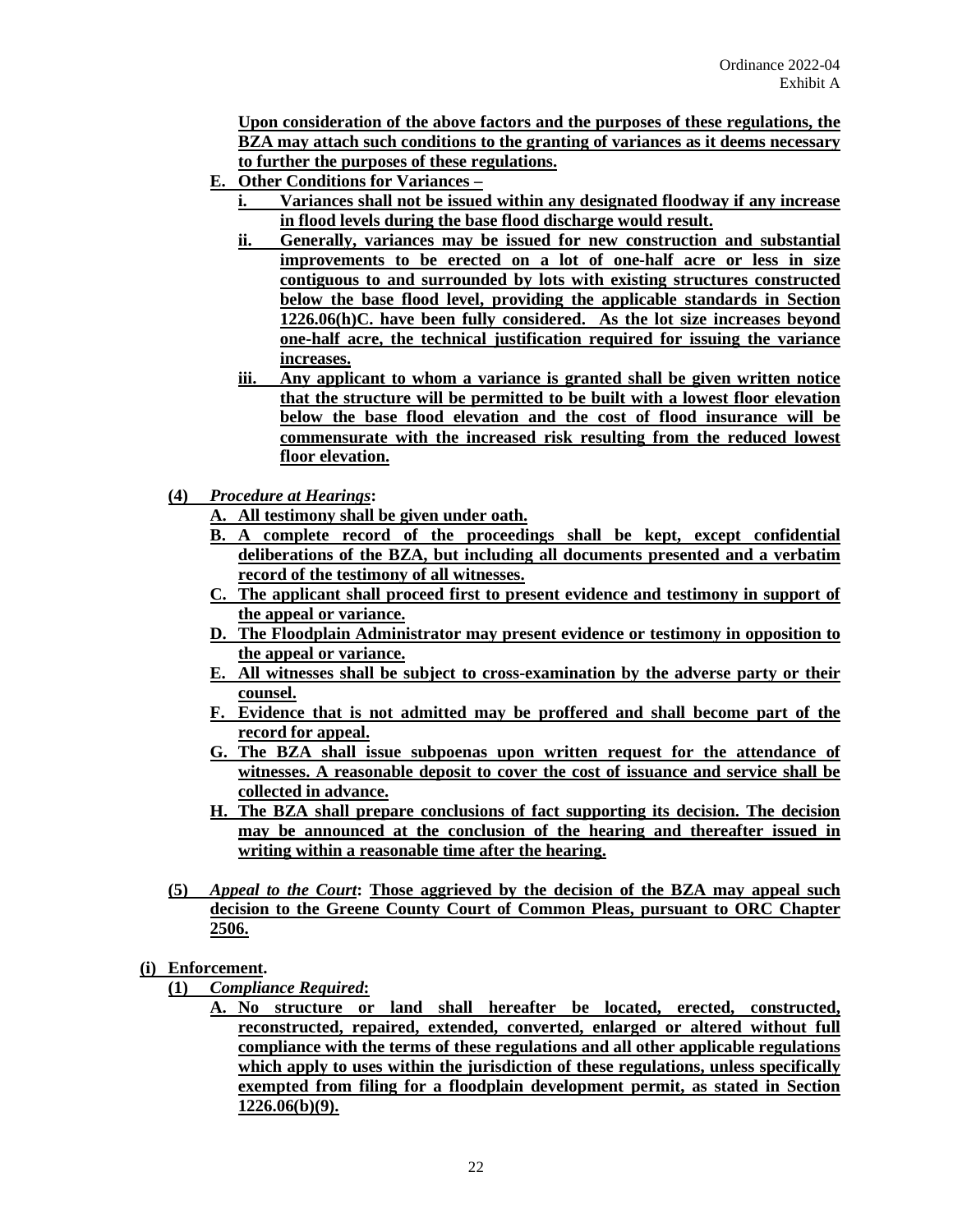**Upon consideration of the above factors and the purposes of these regulations, the BZA may attach such conditions to the granting of variances as it deems necessary to further the purposes of these regulations.**

**E. Other Conditions for Variances –**

**i. Variances shall not be issued within any designated floodway if any increase in flood levels during the base flood discharge would result.**

**ii. Generally, variances may be issued for new construction and substantial improvements to be erected on a lot of one-half acre or less in size contiguous to and surrounded by lots with existing structures constructed below the base flood level, providing the applicable standards in Section 1226.06(h)C. have been fully considered. As the lot size increases beyond one-half acre, the technical justification required for issuing the variance increases.**

**iii. Any applicant to whom a variance is granted shall be given written notice that the structure will be permitted to be built with a lowest floor elevation below the base flood elevation and the cost of flood insurance will be commensurate with the increased risk resulting from the reduced lowest floor elevation.**

**(4)** ***Procedure at Hearings*****:**

**A. All testimony shall be given under oath.**

**B. A complete record of the proceedings shall be kept, except confidential deliberations of the BZA, but including all documents presented and a verbatim record of the testimony of all witnesses.**

**C. The applicant shall proceed first to present evidence and testimony in support of the appeal or variance.**

**D. The Floodplain Administrator may present evidence or testimony in opposition to the appeal or variance.**

**E. All witnesses shall be subject to cross-examination by the adverse party or their counsel.**

**F. Evidence that is not admitted may be proffered and shall become part of the record for appeal.**

**G. The BZA shall issue subpoenas upon written request for the attendance of witnesses. A reasonable deposit to cover the cost of issuance and service shall be collected in advance.**

**H. The BZA shall prepare conclusions of fact supporting its decision. The decision may be announced at the conclusion of the hearing and thereafter issued in writing within a reasonable time after the hearing.**

**(5)** ***Appeal to the Court*****: Those aggrieved by the decision of the BZA may appeal such decision to the Greene County Court of Common Pleas, pursuant to ORC Chapter 2506.**

**(i) Enforcement.**

**(1)** ***Compliance Required*****:**

**A. No structure or land shall hereafter be located, erected, constructed, reconstructed, repaired, extended, converted, enlarged or altered without full compliance with the terms of these regulations and all other applicable regulations which apply to uses within the jurisdiction of these regulations, unless specifically exempted from filing for a floodplain development permit, as stated in Section 1226.06(b)(9).**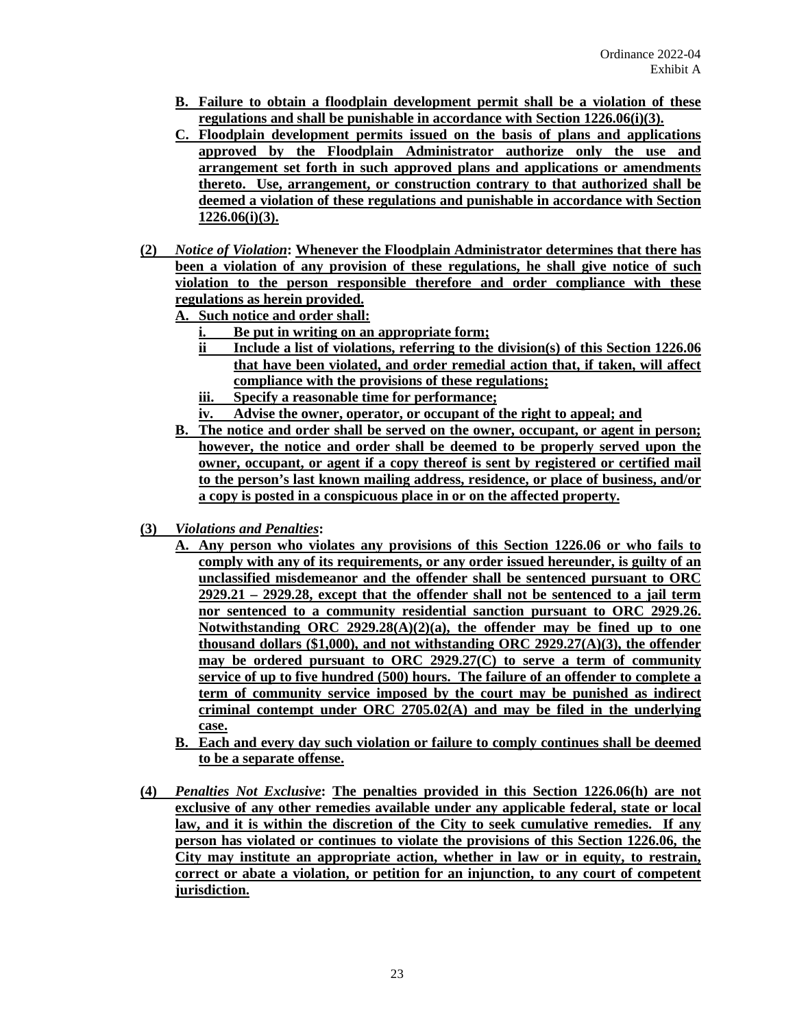**B. Failure to obtain a floodplain development permit shall be a violation of these regulations and shall be punishable in accordance with Section 1226.06(i)(3).**

**C. Floodplain development permits issued on the basis of plans and applications approved by the Floodplain Administrator authorize only the use and arrangement set forth in such approved plans and applications or amendments thereto. Use, arrangement, or construction contrary to that authorized shall be deemed a violation of these regulations and punishable in accordance with Section 1226.06(i)(3).**

**(2)** ***Notice of Violation*****: Whenever the Floodplain Administrator determines that there has been a violation of any provision of these regulations, he shall give notice of such violation to the person responsible therefore and order compliance with these regulations as herein provided.**

**A. Such notice and order shall:**

**i. Be put in writing on an appropriate form;**

**ii Include a list of violations, referring to the division(s) of this Section 1226.06 that have been violated, and order remedial action that, if taken, will affect compliance with the provisions of these regulations;**

**iii. Specify a reasonable time for performance;**

**iv. Advise the owner, operator, or occupant of the right to appeal; and**

**B. The notice and order shall be served on the owner, occupant, or agent in person; however, the notice and order shall be deemed to be properly served upon the owner, occupant, or agent if a copy thereof is sent by registered or certified mail to the person's last known mailing address, residence, or place of business, and/or a copy is posted in a conspicuous place in or on the affected property.**

**(3)** ***Violations and Penalties*****:**

**A. Any person who violates any provisions of this Section 1226.06 or who fails to comply with any of its requirements, or any order issued hereunder, is guilty of an unclassified misdemeanor and the offender shall be sentenced pursuant to ORC 2929.21 – 2929.28, except that the offender shall not be sentenced to a jail term nor sentenced to a community residential sanction pursuant to ORC 2929.26. Notwithstanding ORC 2929.28(A)(2)(a), the offender may be fined up to one thousand dollars ($1,000), and not withstanding ORC 2929.27(A)(3), the offender may be ordered pursuant to ORC 2929.27(C) to serve a term of community service of up to five hundred (500) hours. The failure of an offender to complete a term of community service imposed by the court may be punished as indirect criminal contempt under ORC 2705.02(A) and may be filed in the underlying case.**

**B. Each and every day such violation or failure to comply continues shall be deemed to be a separate offense.**

**(4)** ***Penalties Not Exclusive*****: The penalties provided in this Section 1226.06(h) are not exclusive of any other remedies available under any applicable federal, state or local law, and it is within the discretion of the City to seek cumulative remedies. If any person has violated or continues to violate the provisions of this Section 1226.06, the City may institute an appropriate action, whether in law or in equity, to restrain, correct or abate a violation, or petition for an injunction, to any court of competent jurisdiction.**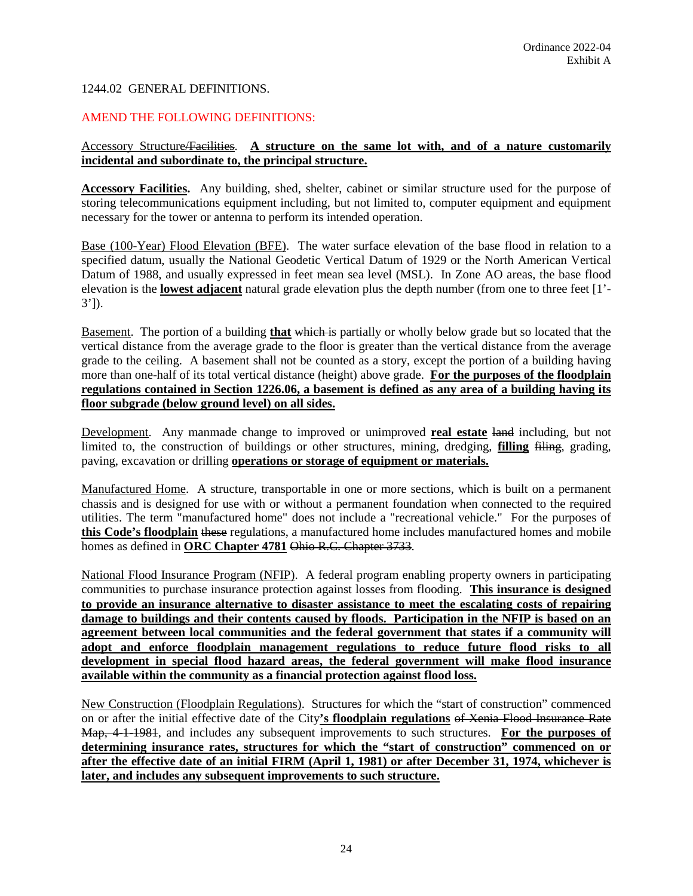Ordinance 2022-04
Exhibit A

1244.02 GENERAL DEFINITIONS.

AMEND THE FOLLOWING DEFINITIONS:

<u>Accessory Structure</u>~~/Facilities~~. **<u>A structure on the same lot with, and of a nature customarily incidental and subordinate to, the principal structure.</u>**

**<u>Accessory Facilities</u>.** Any building, shed, shelter, cabinet or similar structure used for the purpose of storing telecommunications equipment including, but not limited to, computer equipment and equipment necessary for the tower or antenna to perform its intended operation.

<u>Base (100-Year) Flood Elevation (BFE)</u>. The water surface elevation of the base flood in relation to a specified datum, usually the National Geodetic Vertical Datum of 1929 or the North American Vertical Datum of 1988, and usually expressed in feet mean sea level (MSL). In Zone AO areas, the base flood elevation is the **<u>lowest adjacent</u>** natural grade elevation plus the depth number (from one to three feet [1'-3']).

<u>Basement</u>. The portion of a building **<u>that</u>** ~~which~~ is partially or wholly below grade but so located that the vertical distance from the average grade to the floor is greater than the vertical distance from the average grade to the ceiling. A basement shall not be counted as a story, except the portion of a building having more than one-half of its total vertical distance (height) above grade. **<u>For the purposes of the floodplain regulations contained in Section 1226.06, a basement is defined as any area of a building having its floor subgrade (below ground level) on all sides.</u>**

<u>Development</u>. Any manmade change to improved or unimproved **<u>real estate</u>** ~~land~~ including, but not limited to, the construction of buildings or other structures, mining, dredging, **<u>filling</u>** ~~filing~~, grading, paving, excavation or drilling **<u>operations or storage of equipment or materials.</u>**

<u>Manufactured Home</u>. A structure, transportable in one or more sections, which is built on a permanent chassis and is designed for use with or without a permanent foundation when connected to the required utilities. The term "manufactured home" does not include a "recreational vehicle." For the purposes of **<u>this Code's floodplain</u>** ~~these~~ regulations, a manufactured home includes manufactured homes and mobile homes as defined in **<u>ORC Chapter 4781</u>** ~~Ohio R.C. Chapter 3733~~.

<u>National Flood Insurance Program (NFIP)</u>. A federal program enabling property owners in participating communities to purchase insurance protection against losses from flooding. **<u>This insurance is designed to provide an insurance alternative to disaster assistance to meet the escalating costs of repairing damage to buildings and their contents caused by floods. Participation in the NFIP is based on an agreement between local communities and the federal government that states if a community will adopt and enforce floodplain management regulations to reduce future flood risks to all development in special flood hazard areas, the federal government will make flood insurance available within the community as a financial protection against flood loss.</u>**

<u>New Construction (Floodplain Regulations)</u>. Structures for which the "start of construction" commenced on or after the initial effective date of the City**<u>'s floodplain regulations</u>** ~~of Xenia Flood Insurance Rate Map, 4-1-1981~~, and includes any subsequent improvements to such structures. **<u>For the purposes of determining insurance rates, structures for which the "start of construction" commenced on or after the effective date of an initial FIRM (April 1, 1981) or after December 31, 1974, whichever is later, and includes any subsequent improvements to such structure.</u>**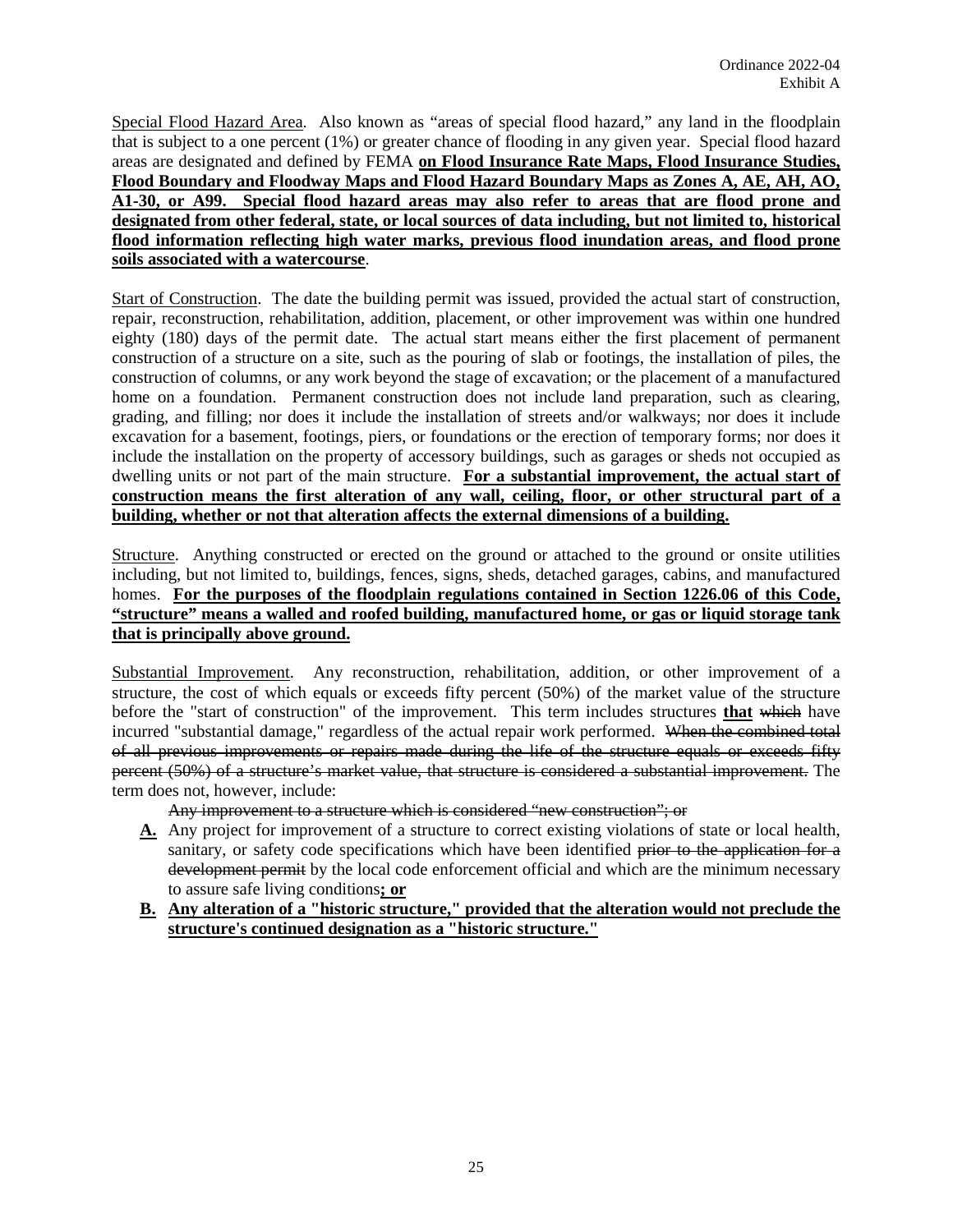Special Flood Hazard Area. Also known as "areas of special flood hazard," any land in the floodplain that is subject to a one percent (1%) or greater chance of flooding in any given year. Special flood hazard areas are designated and defined by FEMA <u>**on Flood Insurance Rate Maps, Flood Insurance Studies, Flood Boundary and Floodway Maps and Flood Hazard Boundary Maps as Zones A, AE, AH, AO, A1-30, or A99. Special flood hazard areas may also refer to areas that are flood prone and designated from other federal, state, or local sources of data including, but not limited to, historical flood information reflecting high water marks, previous flood inundation areas, and flood prone soils associated with a watercourse**</u>.

Start of Construction. The date the building permit was issued, provided the actual start of construction, repair, reconstruction, rehabilitation, addition, placement, or other improvement was within one hundred eighty (180) days of the permit date. The actual start means either the first placement of permanent construction of a structure on a site, such as the pouring of slab or footings, the installation of piles, the construction of columns, or any work beyond the stage of excavation; or the placement of a manufactured home on a foundation. Permanent construction does not include land preparation, such as clearing, grading, and filling; nor does it include the installation of streets and/or walkways; nor does it include excavation for a basement, footings, piers, or foundations or the erection of temporary forms; nor does it include the installation on the property of accessory buildings, such as garages or sheds not occupied as dwelling units or not part of the main structure. <u>**For a substantial improvement, the actual start of construction means the first alteration of any wall, ceiling, floor, or other structural part of a building, whether or not that alteration affects the external dimensions of a building.**</u>

Structure. Anything constructed or erected on the ground or attached to the ground or onsite utilities including, but not limited to, buildings, fences, signs, sheds, detached garages, cabins, and manufactured homes. <u>**For the purposes of the floodplain regulations contained in Section 1226.06 of this Code, "structure" means a walled and roofed building, manufactured home, or gas or liquid storage tank that is principally above ground.**</u>

Substantial Improvement. Any reconstruction, rehabilitation, addition, or other improvement of a structure, the cost of which equals or exceeds fifty percent (50%) of the market value of the structure before the "start of construction" of the improvement. This term includes structures <u>**that**</u> ~~which~~ have incurred "substantial damage," regardless of the actual repair work performed. ~~When the combined total of all previous improvements or repairs made during the life of the structure equals or exceeds fifty percent (50%) of a structure's market value, that structure is considered a substantial improvement.~~ The term does not, however, include:

~~Any improvement to a structure which is considered "new construction"; or~~

**<u>A.</u>** Any project for improvement of a structure to correct existing violations of state or local health, sanitary, or safety code specifications which have been identified ~~prior to the application for a development permit~~ by the local code enforcement official and which are the minimum necessary to assure safe living conditions<u>**; or**</u>

**<u>B.</u>** <u>**Any alteration of a "historic structure," provided that the alteration would not preclude the structure's continued designation as a "historic structure."**</u>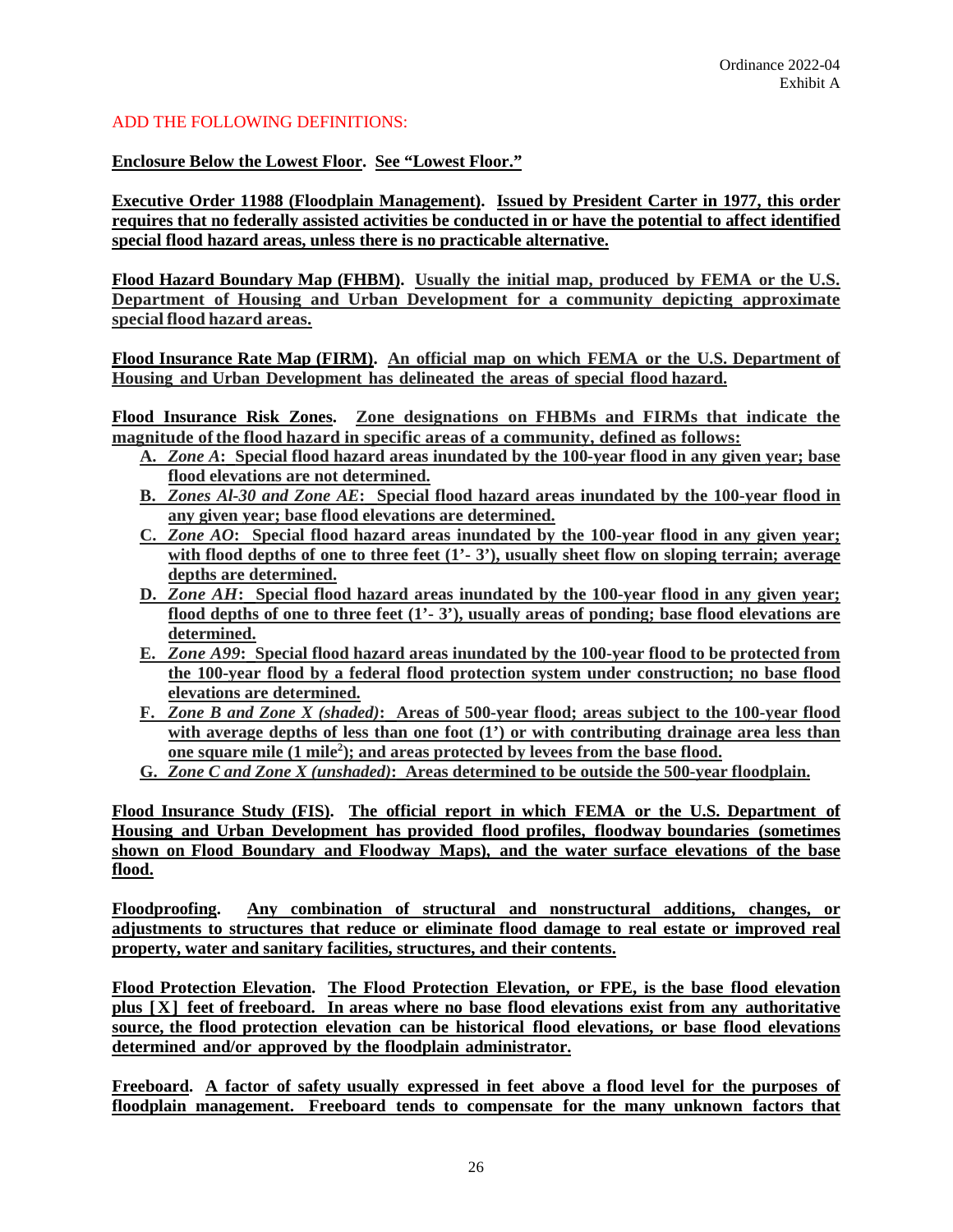ADD THE FOLLOWING DEFINITIONS:

**Enclosure Below the Lowest Floor. See "Lowest Floor."**

**Executive Order 11988 (Floodplain Management). Issued by President Carter in 1977, this order requires that no federally assisted activities be conducted in or have the potential to affect identified special flood hazard areas, unless there is no practicable alternative.**

**Flood Hazard Boundary Map (FHBM). Usually the initial map, produced by FEMA or the U.S. Department of Housing and Urban Development for a community depicting approximate special flood hazard areas.**

**Flood Insurance Rate Map (FIRM). An official map on which FEMA or the U.S. Department of Housing and Urban Development has delineated the areas of special flood hazard.**

**Flood Insurance Risk Zones. Zone designations on FHBMs and FIRMs that indicate the magnitude of the flood hazard in specific areas of a community, defined as follows:**

A. ***Zone A*: Special flood hazard areas inundated by the 100-year flood in any given year; base flood elevations are not determined.**
B. ***Zones Al-30 and Zone AE*: Special flood hazard areas inundated by the 100-year flood in any given year; base flood elevations are determined.**
C. ***Zone AO*: Special flood hazard areas inundated by the 100-year flood in any given year; with flood depths of one to three feet (1'- 3'), usually sheet flow on sloping terrain; average depths are determined.**
D. ***Zone AH*: Special flood hazard areas inundated by the 100-year flood in any given year; flood depths of one to three feet (1'- 3'), usually areas of ponding; base flood elevations are determined.**
E. ***Zone A99*: Special flood hazard areas inundated by the 100-year flood to be protected from the 100-year flood by a federal flood protection system under construction; no base flood elevations are determined.**
F. ***Zone B and Zone X (shaded)*: Areas of 500-year flood; areas subject to the 100-year flood with average depths of less than one foot (1') or with contributing drainage area less than one square mile (1 mile$^2$); and areas protected by levees from the base flood.**
G. ***Zone C and Zone X (unshaded)*: Areas determined to be outside the 500-year floodplain.**

**Flood Insurance Study (FIS). The official report in which FEMA or the U.S. Department of Housing and Urban Development has provided flood profiles, floodway boundaries (sometimes shown on Flood Boundary and Floodway Maps), and the water surface elevations of the base flood.**

**Floodproofing. Any combination of structural and nonstructural additions, changes, or adjustments to structures that reduce or eliminate flood damage to real estate or improved real property, water and sanitary facilities, structures, and their contents.**

**Flood Protection Elevation. The Flood Protection Elevation, or FPE, is the base flood elevation plus [X] feet of freeboard. In areas where no base flood elevations exist from any authoritative source, the flood protection elevation can be historical flood elevations, or base flood elevations determined and/or approved by the floodplain administrator.**

**Freeboard. A factor of safety usually expressed in feet above a flood level for the purposes of floodplain management. Freeboard tends to compensate for the many unknown factors that**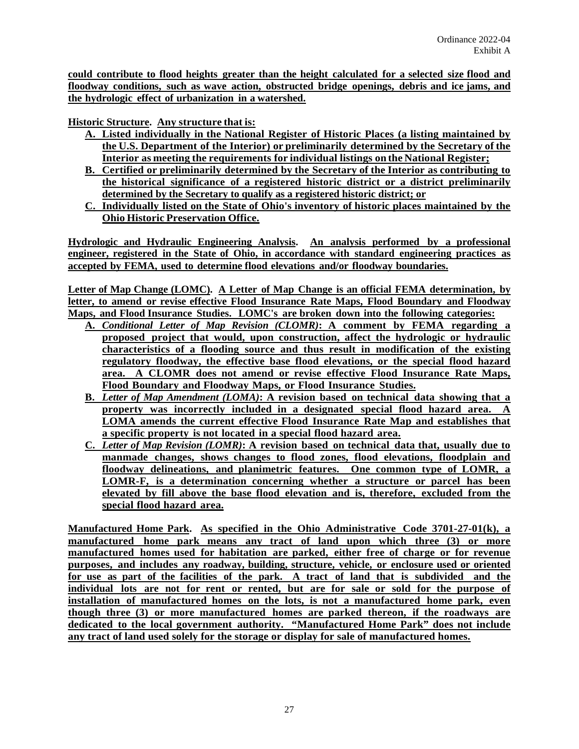**could contribute to flood heights greater than the height calculated for a selected size flood and floodway conditions, such as wave action, obstructed bridge openings, debris and ice jams, and the hydrologic effect of urbanization in a watershed.**

**Historic Structure. Any structure that is:**

- **A. Listed individually in the National Register of Historic Places (a listing maintained by the U.S. Department of the Interior) or preliminarily determined by the Secretary of the Interior as meeting the requirements for individual listings on the National Register;**
- **B. Certified or preliminarily determined by the Secretary of the Interior as contributing to the historical significance of a registered historic district or a district preliminarily determined by the Secretary to qualify as a registered historic district; or**
- **C. Individually listed on the State of Ohio's inventory of historic places maintained by the Ohio Historic Preservation Office.**

**Hydrologic and Hydraulic Engineering Analysis. An analysis performed by a professional engineer, registered in the State of Ohio, in accordance with standard engineering practices as accepted by FEMA, used to determine flood elevations and/or floodway boundaries.**

**Letter of Map Change (LOMC). A Letter of Map Change is an official FEMA determination, by letter, to amend or revise effective Flood Insurance Rate Maps, Flood Boundary and Floodway Maps, and Flood Insurance Studies. LOMC's are broken down into the following categories:**

- **A. *Conditional Letter of Map Revision (CLOMR)*: A comment by FEMA regarding a proposed project that would, upon construction, affect the hydrologic or hydraulic characteristics of a flooding source and thus result in modification of the existing regulatory floodway, the effective base flood elevations, or the special flood hazard area. A CLOMR does not amend or revise effective Flood Insurance Rate Maps, Flood Boundary and Floodway Maps, or Flood Insurance Studies.**
- **B. *Letter of Map Amendment (LOMA)*: A revision based on technical data showing that a property was incorrectly included in a designated special flood hazard area. A LOMA amends the current effective Flood Insurance Rate Map and establishes that a specific property is not located in a special flood hazard area.**
- **C. *Letter of Map Revision (LOMR)*: A revision based on technical data that, usually due to manmade changes, shows changes to flood zones, flood elevations, floodplain and floodway delineations, and planimetric features. One common type of LOMR, a LOMR-F, is a determination concerning whether a structure or parcel has been elevated by fill above the base flood elevation and is, therefore, excluded from the special flood hazard area.**

**Manufactured Home Park. As specified in the Ohio Administrative Code 3701-27-01(k), a manufactured home park means any tract of land upon which three (3) or more manufactured homes used for habitation are parked, either free of charge or for revenue purposes, and includes any roadway, building, structure, vehicle, or enclosure used or oriented for use as part of the facilities of the park. A tract of land that is subdivided and the individual lots are not for rent or rented, but are for sale or sold for the purpose of installation of manufactured homes on the lots, is not a manufactured home park, even though three (3) or more manufactured homes are parked thereon, if the roadways are dedicated to the local government authority. "Manufactured Home Park" does not include any tract of land used solely for the storage or display for sale of manufactured homes.**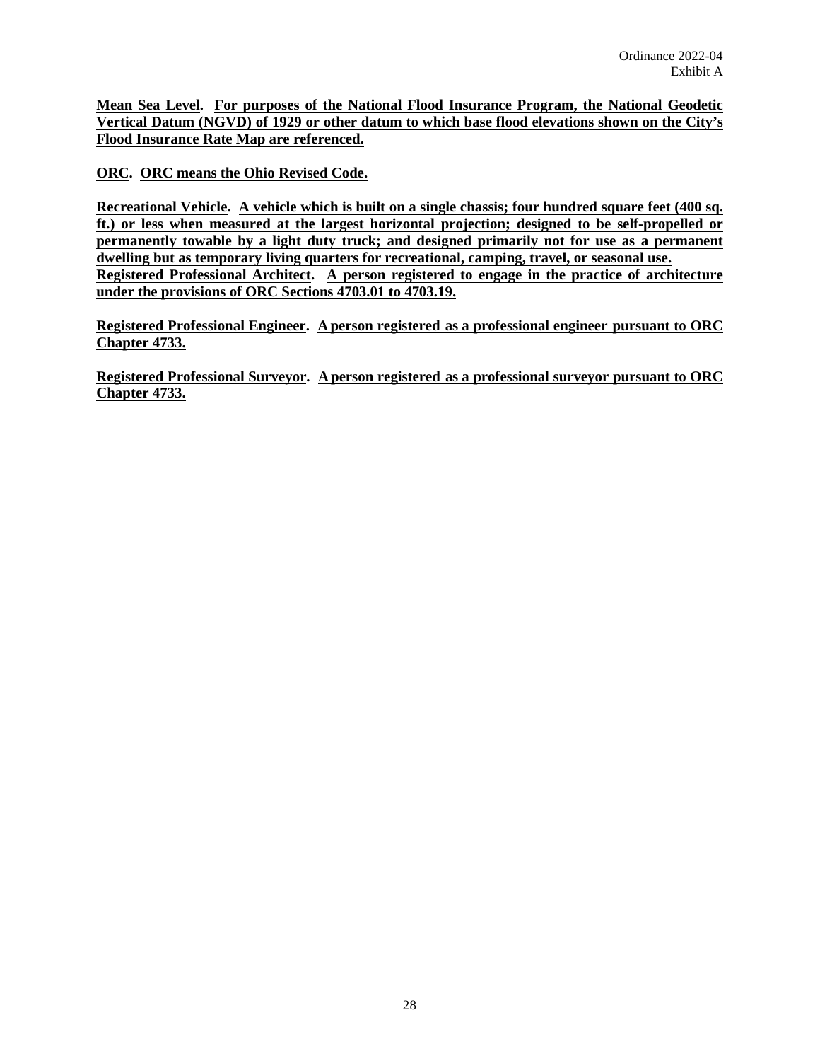**Mean Sea Level. For purposes of the National Flood Insurance Program, the National Geodetic Vertical Datum (NGVD) of 1929 or other datum to which base flood elevations shown on the City's Flood Insurance Rate Map are referenced.**

**ORC. ORC means the Ohio Revised Code.**

**Recreational Vehicle. A vehicle which is built on a single chassis; four hundred square feet (400 sq. ft.) or less when measured at the largest horizontal projection; designed to be self-propelled or permanently towable by a light duty truck; and designed primarily not for use as a permanent dwelling but as temporary living quarters for recreational, camping, travel, or seasonal use.**

**Registered Professional Architect. A person registered to engage in the practice of architecture under the provisions of ORC Sections 4703.01 to 4703.19.**

**Registered Professional Engineer. A person registered as a professional engineer pursuant to ORC Chapter 4733.**

**Registered Professional Surveyor. A person registered as a professional surveyor pursuant to ORC Chapter 4733.**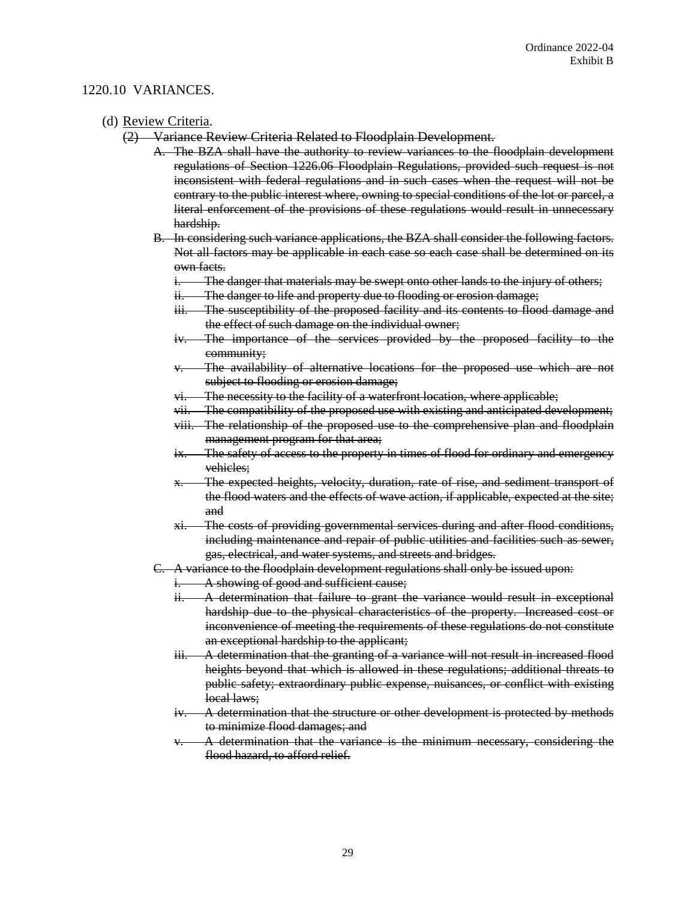1220.10 VARIANCES.

(d) Review Criteria.

~~(2) Variance Review Criteria Related to Floodplain Development.~~

~~A. The BZA shall have the authority to review variances to the floodplain development regulations of Section 1226.06 Floodplain Regulations, provided such request is not inconsistent with federal regulations and in such cases when the request will not be contrary to the public interest where, owning to special conditions of the lot or parcel, a literal enforcement of the provisions of these regulations would result in unnecessary hardship.~~

~~B. In considering such variance applications, the BZA shall consider the following factors. Not all factors may be applicable in each case so each case shall be determined on its own facts.~~

~~i. The danger that materials may be swept onto other lands to the injury of others;~~

~~ii. The danger to life and property due to flooding or erosion damage;~~

~~iii. The susceptibility of the proposed facility and its contents to flood damage and the effect of such damage on the individual owner;~~

~~iv. The importance of the services provided by the proposed facility to the community;~~

~~v. The availability of alternative locations for the proposed use which are not subject to flooding or erosion damage;~~

~~vi. The necessity to the facility of a waterfront location, where applicable;~~

~~vii. The compatibility of the proposed use with existing and anticipated development;~~

~~viii. The relationship of the proposed use to the comprehensive plan and floodplain management program for that area;~~

~~ix. The safety of access to the property in times of flood for ordinary and emergency vehicles;~~

~~x. The expected heights, velocity, duration, rate of rise, and sediment transport of the flood waters and the effects of wave action, if applicable, expected at the site; and~~

~~xi. The costs of providing governmental services during and after flood conditions, including maintenance and repair of public utilities and facilities such as sewer, gas, electrical, and water systems, and streets and bridges.~~

~~C. A variance to the floodplain development regulations shall only be issued upon:~~

~~i. A showing of good and sufficient cause;~~

~~ii. A determination that failure to grant the variance would result in exceptional hardship due to the physical characteristics of the property. Increased cost or inconvenience of meeting the requirements of these regulations do not constitute an exceptional hardship to the applicant;~~

~~iii. A determination that the granting of a variance will not result in increased flood heights beyond that which is allowed in these regulations; additional threats to public safety; extraordinary public expense, nuisances, or conflict with existing local laws;~~

~~iv. A determination that the structure or other development is protected by methods to minimize flood damages; and~~

~~v. A determination that the variance is the minimum necessary, considering the flood hazard, to afford relief.~~